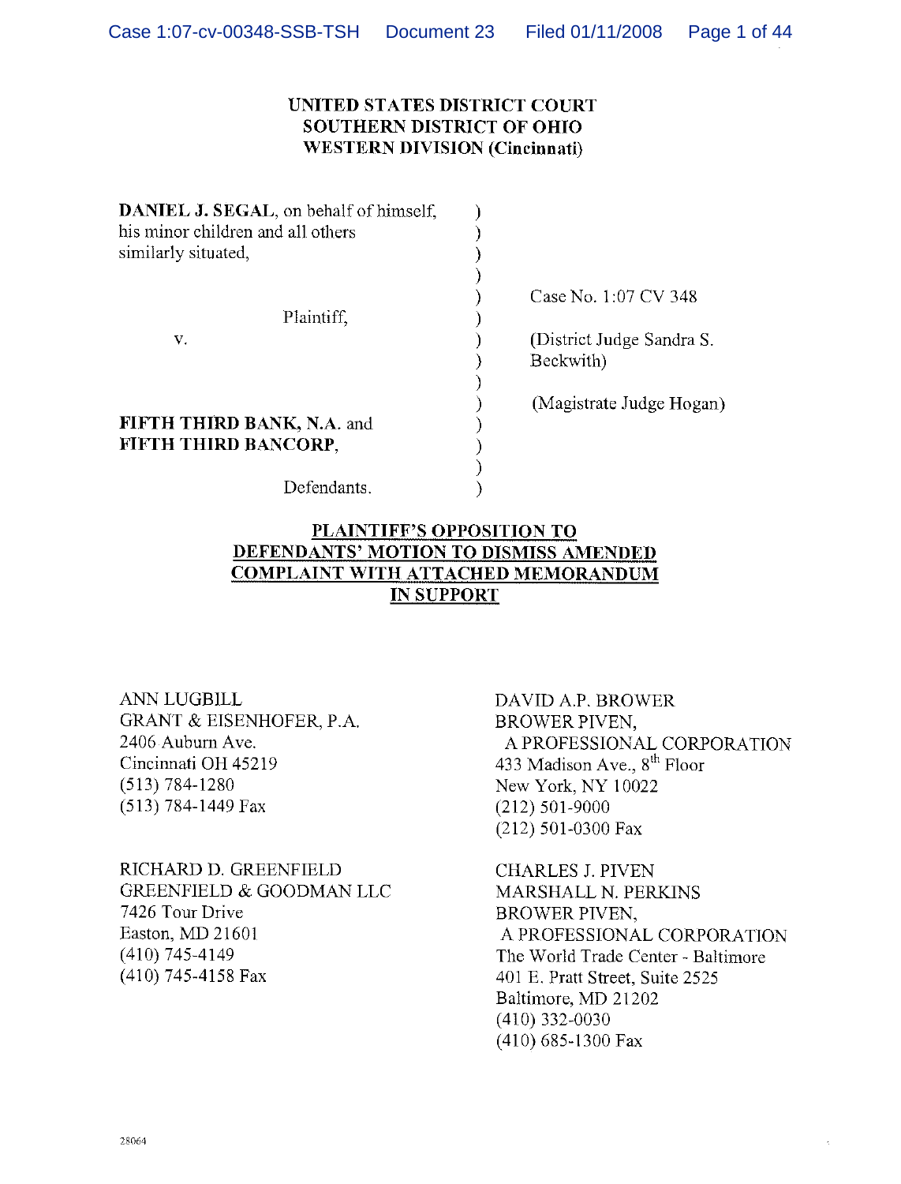**UNITED STATES DISTRICT COURT**
**SOUTHERN DISTRICT OF OHIO**
**WESTERN DIVISION (Cincinnati)**

**DANIEL J. SEGAL**, on behalf of himself, his minor children and all others similarly situated,

Plaintiff,

v.

**FIFTH THIRD BANK, N.A.** and **FIFTH THIRD BANCORP**,

Defendants.

Case No. 1:07 CV 348

(District Judge Sandra S. Beckwith)

(Magistrate Judge Hogan)

**PLAINTIFF'S OPPOSITION TO DEFENDANTS' MOTION TO DISMISS AMENDED COMPLAINT WITH ATTACHED MEMORANDUM IN SUPPORT**

ANN LUGBILL
GRANT & EISENHOFER, P.A.
2406 Auburn Ave.
Cincinnati OH 45219
(513) 784-1280
(513) 784-1449 Fax

RICHARD D. GREENFIELD
GREENFIELD & GOODMAN LLC
7426 Tour Drive
Easton, MD 21601
(410) 745-4149
(410) 745-4158 Fax

DAVID A.P. BROWER
BROWER PIVEN,
A PROFESSIONAL CORPORATION
433 Madison Ave., 8th Floor
New York, NY 10022
(212) 501-9000
(212) 501-0300 Fax

CHARLES J. PIVEN
MARSHALL N. PERKINS
BROWER PIVEN,
A PROFESSIONAL CORPORATION
The World Trade Center - Baltimore
401 E. Pratt Street, Suite 2525
Baltimore, MD 21202
(410) 332-0030
(410) 685-1300 Fax

28064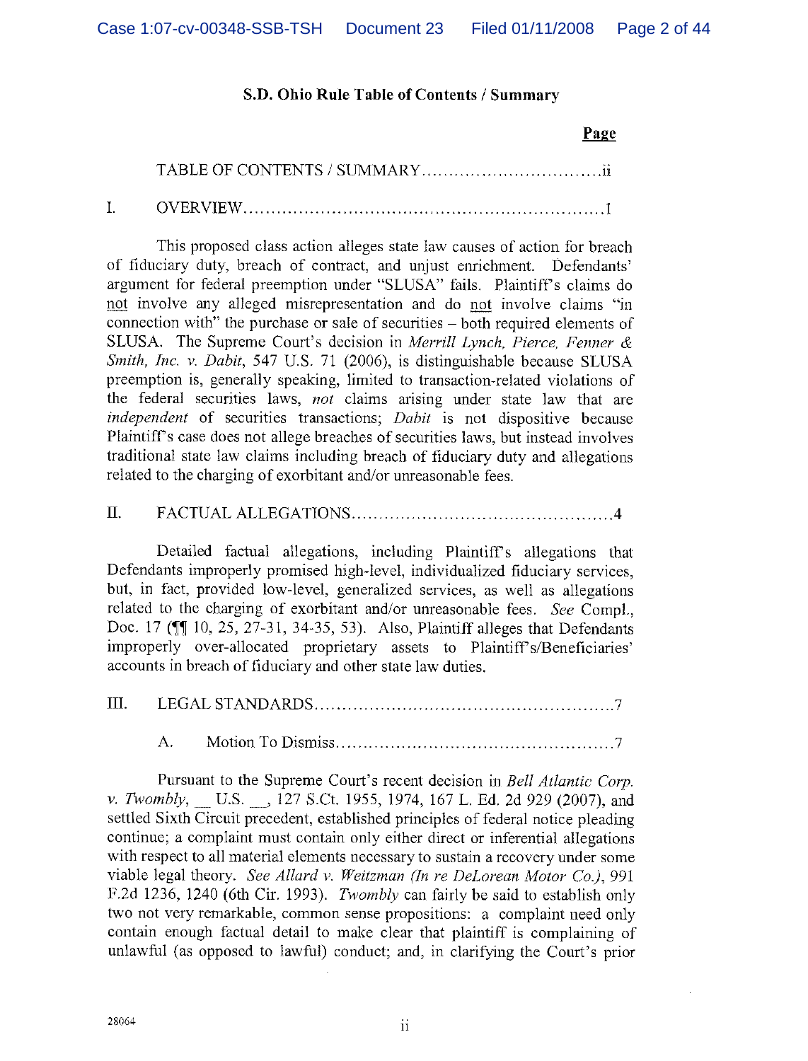## S.D. Ohio Rule Table of Contents / Summary

**Page**

TABLE OF CONTENTS / SUMMARY ................................ii

I. OVERVIEW ................................................................1

This proposed class action alleges state law causes of action for breach of fiduciary duty, breach of contract, and unjust enrichment. Defendants' argument for federal preemption under "SLUSA" fails. Plaintiff's claims do not involve any alleged misrepresentation and do not involve claims "in connection with" the purchase or sale of securities – both required elements of SLUSA. The Supreme Court's decision in *Merrill Lynch, Pierce, Fenner & Smith, Inc. v. Dabit*, 547 U.S. 71 (2006), is distinguishable because SLUSA preemption is, generally speaking, limited to transaction-related violations of the federal securities laws, *not* claims arising under state law that are *independent* of securities transactions; *Dabit* is not dispositive because Plaintiff's case does not allege breaches of securities laws, but instead involves traditional state law claims including breach of fiduciary duty and allegations related to the charging of exorbitant and/or unreasonable fees.

II. FACTUAL ALLEGATIONS ...............................................4

Detailed factual allegations, including Plaintiff's allegations that Defendants improperly promised high-level, individualized fiduciary services, but, in fact, provided low-level, generalized services, as well as allegations related to the charging of exorbitant and/or unreasonable fees. *See* Compl., Doc. 17 (¶¶ 10, 25, 27-31, 34-35, 53). Also, Plaintiff alleges that Defendants improperly over-allocated proprietary assets to Plaintiff's/Beneficiaries' accounts in breach of fiduciary and other state law duties.

III. LEGAL STANDARDS ....................................................7

A. Motion To Dismiss ................................................7

Pursuant to the Supreme Court's recent decision in *Bell Atlantic Corp. v. Twombly*, __ U.S. __, 127 S.Ct. 1955, 1974, 167 L. Ed. 2d 929 (2007), and settled Sixth Circuit precedent, established principles of federal notice pleading continue; a complaint must contain only either direct or inferential allegations with respect to all material elements necessary to sustain a recovery under some viable legal theory. *See Allard v. Weitzman (In re DeLorean Motor Co.)*, 991 F.2d 1236, 1240 (6th Cir. 1993). *Twombly* can fairly be said to establish only two not very remarkable, common sense propositions: a complaint need only contain enough factual detail to make clear that plaintiff is complaining of unlawful (as opposed to lawful) conduct; and, in clarifying the Court's prior

28064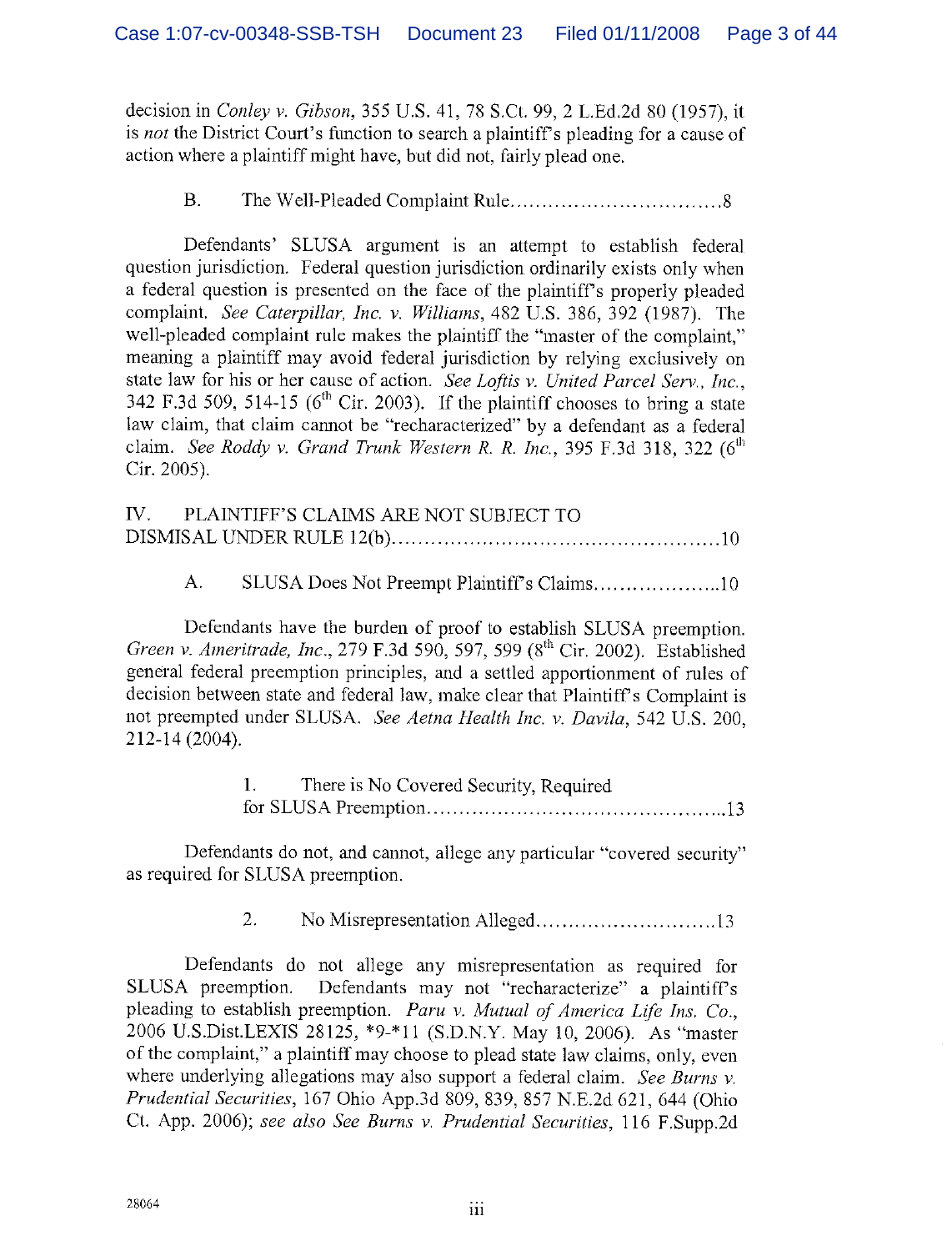decision in *Conley v. Gibson*, 355 U.S. 41, 78 S.Ct. 99, 2 L.Ed.2d 80 (1957), it is *not* the District Court's function to search a plaintiff's pleading for a cause of action where a plaintiff might have, but did not, fairly plead one.

B. The Well-Pleaded Complaint Rule................................8

Defendants' SLUSA argument is an attempt to establish federal question jurisdiction. Federal question jurisdiction ordinarily exists only when a federal question is presented on the face of the plaintiff's properly pleaded complaint. *See Caterpillar, Inc. v. Williams*, 482 U.S. 386, 392 (1987). The well-pleaded complaint rule makes the plaintiff the "master of the complaint," meaning a plaintiff may avoid federal jurisdiction by relying exclusively on state law for his or her cause of action. *See Loftis v. United Parcel Serv., Inc.*, 342 F.3d 509, 514-15 (6th Cir. 2003). If the plaintiff chooses to bring a state law claim, that claim cannot be "recharacterized" by a defendant as a federal claim. *See Roddy v. Grand Trunk Western R. R. Inc.*, 395 F.3d 318, 322 (6th Cir. 2005).

IV. PLAINTIFF'S CLAIMS ARE NOT SUBJECT TO DISMISAL UNDER RULE 12(b).................................................10

A. SLUSA Does Not Preempt Plaintiff's Claims...................10

Defendants have the burden of proof to establish SLUSA preemption. *Green v. Ameritrade, Inc.*, 279 F.3d 590, 597, 599 (8th Cir. 2002). Established general federal preemption principles, and a settled apportionment of rules of decision between state and federal law, make clear that Plaintiff's Complaint is not preempted under SLUSA. *See Aetna Health Inc. v. Davila*, 542 U.S. 200, 212-14 (2004).

1. There is No Covered Security, Required for SLUSA Preemption..........................................13

Defendants do not, and cannot, allege any particular "covered security" as required for SLUSA preemption.

2. No Misrepresentation Alleged...........................13

Defendants do not allege any misrepresentation as required for SLUSA preemption. Defendants may not "recharacterize" a plaintiff's pleading to establish preemption. *Paru v. Mutual of America Life Ins. Co.*, 2006 U.S.Dist.LEXIS 28125, *9-*11 (S.D.N.Y. May 10, 2006). As "master of the complaint," a plaintiff may choose to plead state law claims, only, even where underlying allegations may also support a federal claim. *See Burns v. Prudential Securities*, 167 Ohio App.3d 809, 839, 857 N.E.2d 621, 644 (Ohio Ct. App. 2006); *see also See Burns v. Prudential Securities*, 116 F.Supp.2d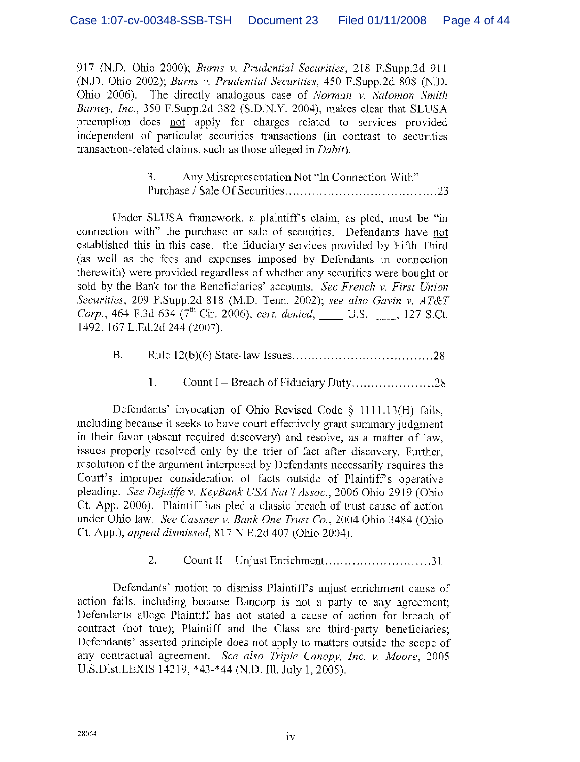917 (N.D. Ohio 2000); *Burns v. Prudential Securities*, 218 F.Supp.2d 911 (N.D. Ohio 2002); *Burns v. Prudential Securities*, 450 F.Supp.2d 808 (N.D. Ohio 2006). The directly analogous case of *Norman v. Salomon Smith Barney, Inc.*, 350 F.Supp.2d 382 (S.D.N.Y. 2004), makes clear that SLUSA preemption does not apply for charges related to services provided independent of particular securities transactions (in contrast to securities transaction-related claims, such as those alleged in *Dabit*).

3. Any Misrepresentation Not "In Connection With" Purchase / Sale Of Securities....................................23

Under SLUSA framework, a plaintiff's claim, as pled, must be "in connection with" the purchase or sale of securities. Defendants have not established this in this case: the fiduciary services provided by Fifth Third (as well as the fees and expenses imposed by Defendants in connection therewith) were provided regardless of whether any securities were bought or sold by the Bank for the Beneficiaries' accounts. *See French v. First Union Securities*, 209 F.Supp.2d 818 (M.D. Tenn. 2002); *see also Gavin v. AT&T Corp.*, 464 F.3d 634 (7th Cir. 2006), *cert. denied*, \_\_\_\_ U.S. \_\_\_\_, 127 S.Ct. 1492, 167 L.Ed.2d 244 (2007).

B. Rule 12(b)(6) State-law Issues....................................28

1. Count I – Breach of Fiduciary Duty....................28

Defendants' invocation of Ohio Revised Code § 1111.13(H) fails, including because it seeks to have court effectively grant summary judgment in their favor (absent required discovery) and resolve, as a matter of law, issues properly resolved only by the trier of fact after discovery. Further, resolution of the argument interposed by Defendants necessarily requires the Court's improper consideration of facts outside of Plaintiff's operative pleading. *See Dejaiffe v. KeyBank USA Nat'l Assoc.*, 2006 Ohio 2919 (Ohio Ct. App. 2006). Plaintiff has pled a classic breach of trust cause of action under Ohio law. *See Cassner v. Bank One Trust Co.*, 2004 Ohio 3484 (Ohio Ct. App.), *appeal dismissed*, 817 N.E.2d 407 (Ohio 2004).

2. Count II – Unjust Enrichment..........................31

Defendants' motion to dismiss Plaintiff's unjust enrichment cause of action fails, including because Bancorp is not a party to any agreement; Defendants allege Plaintiff has not stated a cause of action for breach of contract (not true); Plaintiff and the Class are third-party beneficiaries; Defendants' asserted principle does not apply to matters outside the scope of any contractual agreement. *See also Triple Canopy, Inc. v. Moore*, 2005 U.S.Dist.LEXIS 14219, *43-*44 (N.D. Ill. July 1, 2005).

28064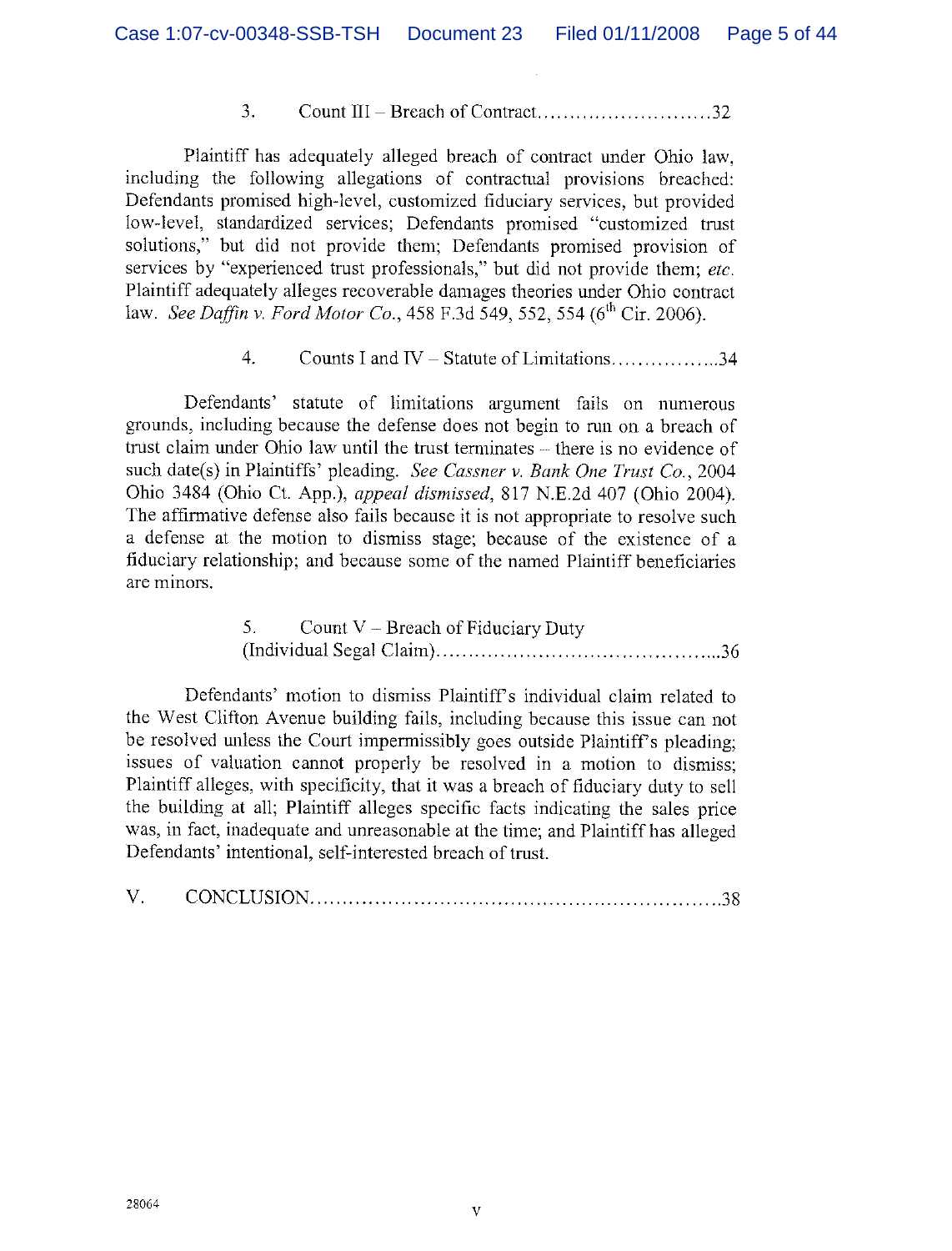3. Count III – Breach of Contract..........................32

Plaintiff has adequately alleged breach of contract under Ohio law, including the following allegations of contractual provisions breached: Defendants promised high-level, customized fiduciary services, but provided low-level, standardized services; Defendants promised "customized trust solutions," but did not provide them; Defendants promised provision of services by "experienced trust professionals," but did not provide them; *etc.* Plaintiff adequately alleges recoverable damages theories under Ohio contract law. *See Daffin v. Ford Motor Co.*, 458 F.3d 549, 552, 554 (6th Cir. 2006).

4. Counts I and IV – Statute of Limitations................34

Defendants' statute of limitations argument fails on numerous grounds, including because the defense does not begin to run on a breach of trust claim under Ohio law until the trust terminates – there is no evidence of such date(s) in Plaintiffs' pleading. *See Cassner v. Bank One Trust Co.*, 2004 Ohio 3484 (Ohio Ct. App.), *appeal dismissed*, 817 N.E.2d 407 (Ohio 2004). The affirmative defense also fails because it is not appropriate to resolve such a defense at the motion to dismiss stage; because of the existence of a fiduciary relationship; and because some of the named Plaintiff beneficiaries are minors.

5. Count V – Breach of Fiduciary Duty (Individual Segal Claim)..........................................36

Defendants' motion to dismiss Plaintiff's individual claim related to the West Clifton Avenue building fails, including because this issue can not be resolved unless the Court impermissibly goes outside Plaintiff's pleading; issues of valuation cannot properly be resolved in a motion to dismiss; Plaintiff alleges, with specificity, that it was a breach of fiduciary duty to sell the building at all; Plaintiff alleges specific facts indicating the sales price was, in fact, inadequate and unreasonable at the time; and Plaintiff has alleged Defendants' intentional, self-interested breach of trust.

V. CONCLUSION..............................................................38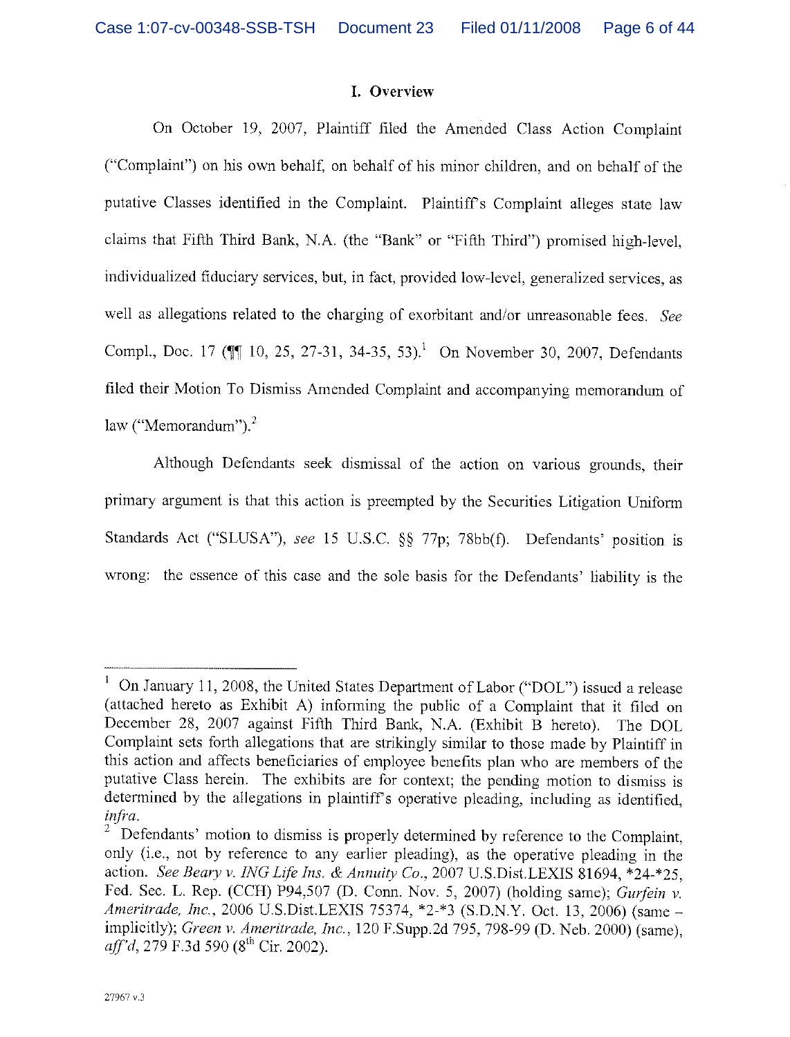## I. Overview

On October 19, 2007, Plaintiff filed the Amended Class Action Complaint ("Complaint") on his own behalf, on behalf of his minor children, and on behalf of the putative Classes identified in the Complaint. Plaintiff's Complaint alleges state law claims that Fifth Third Bank, N.A. (the "Bank" or "Fifth Third") promised high-level, individualized fiduciary services, but, in fact, provided low-level, generalized services, as well as allegations related to the charging of exorbitant and/or unreasonable fees. *See* Compl., Doc. 17 (¶¶ 10, 25, 27-31, 34-35, 53).[1] On November 30, 2007, Defendants filed their Motion To Dismiss Amended Complaint and accompanying memorandum of law ("Memorandum").[2]

Although Defendants seek dismissal of the action on various grounds, their primary argument is that this action is preempted by the Securities Litigation Uniform Standards Act ("SLUSA"), *see* 15 U.S.C. §§ 77p; 78bb(f). Defendants' position is wrong: the essence of this case and the sole basis for the Defendants' liability is the

---

[1] On January 11, 2008, the United States Department of Labor ("DOL") issued a release (attached hereto as Exhibit A) informing the public of a Complaint that it filed on December 28, 2007 against Fifth Third Bank, N.A. (Exhibit B hereto). The DOL Complaint sets forth allegations that are strikingly similar to those made by Plaintiff in this action and affects beneficiaries of employee benefits plan who are members of the putative Class herein. The exhibits are for context; the pending motion to dismiss is determined by the allegations in plaintiff's operative pleading, including as identified, *infra*.

[2] Defendants' motion to dismiss is properly determined by reference to the Complaint, only (i.e., not by reference to any earlier pleading), as the operative pleading in the action. *See Beary v. ING Life Ins. & Annuity Co.*, 2007 U.S.Dist.LEXIS 81694, \*24-\*25, Fed. Sec. L. Rep. (CCH) P94,507 (D. Conn. Nov. 5, 2007) (holding same); *Gurfein v. Ameritrade, Inc.*, 2006 U.S.Dist.LEXIS 75374, \*2-\*3 (S.D.N.Y. Oct. 13, 2006) (same – implicitly); *Green v. Ameritrade, Inc.*, 120 F.Supp.2d 795, 798-99 (D. Neb. 2000) (same), *aff'd*, 279 F.3d 590 (8th Cir. 2002).

27967 v.3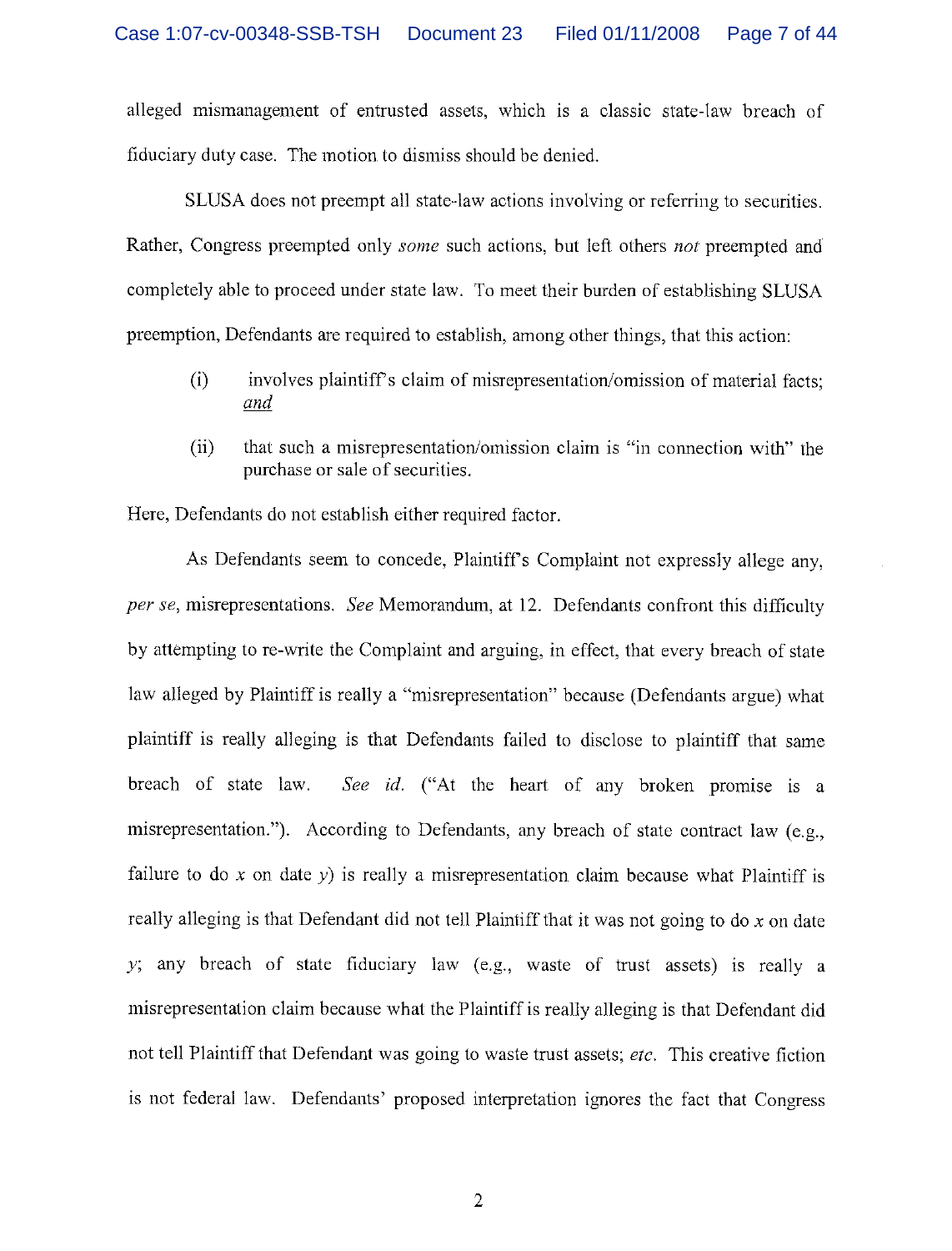alleged mismanagement of entrusted assets, which is a classic state-law breach of fiduciary duty case. The motion to dismiss should be denied.

SLUSA does not preempt all state-law actions involving or referring to securities. Rather, Congress preempted only *some* such actions, but left others *not* preempted and completely able to proceed under state law. To meet their burden of establishing SLUSA preemption, Defendants are required to establish, among other things, that this action:

(i) involves plaintiff's claim of misrepresentation/omission of material facts; *and*

(ii) that such a misrepresentation/omission claim is "in connection with" the purchase or sale of securities.

Here, Defendants do not establish either required factor.

As Defendants seem to concede, Plaintiff's Complaint not expressly allege any, *per se*, misrepresentations. *See* Memorandum, at 12. Defendants confront this difficulty by attempting to re-write the Complaint and arguing, in effect, that every breach of state law alleged by Plaintiff is really a "misrepresentation" because (Defendants argue) what plaintiff is really alleging is that Defendants failed to disclose to plaintiff that same breach of state law. *See id.* ("At the heart of any broken promise is a misrepresentation."). According to Defendants, any breach of state contract law (e.g., failure to do *x* on date *y*) is really a misrepresentation claim because what Plaintiff is really alleging is that Defendant did not tell Plaintiff that it was not going to do *x* on date *y*; any breach of state fiduciary law (e.g., waste of trust assets) is really a misrepresentation claim because what the Plaintiff is really alleging is that Defendant did not tell Plaintiff that Defendant was going to waste trust assets; *etc.* This creative fiction is not federal law. Defendants' proposed interpretation ignores the fact that Congress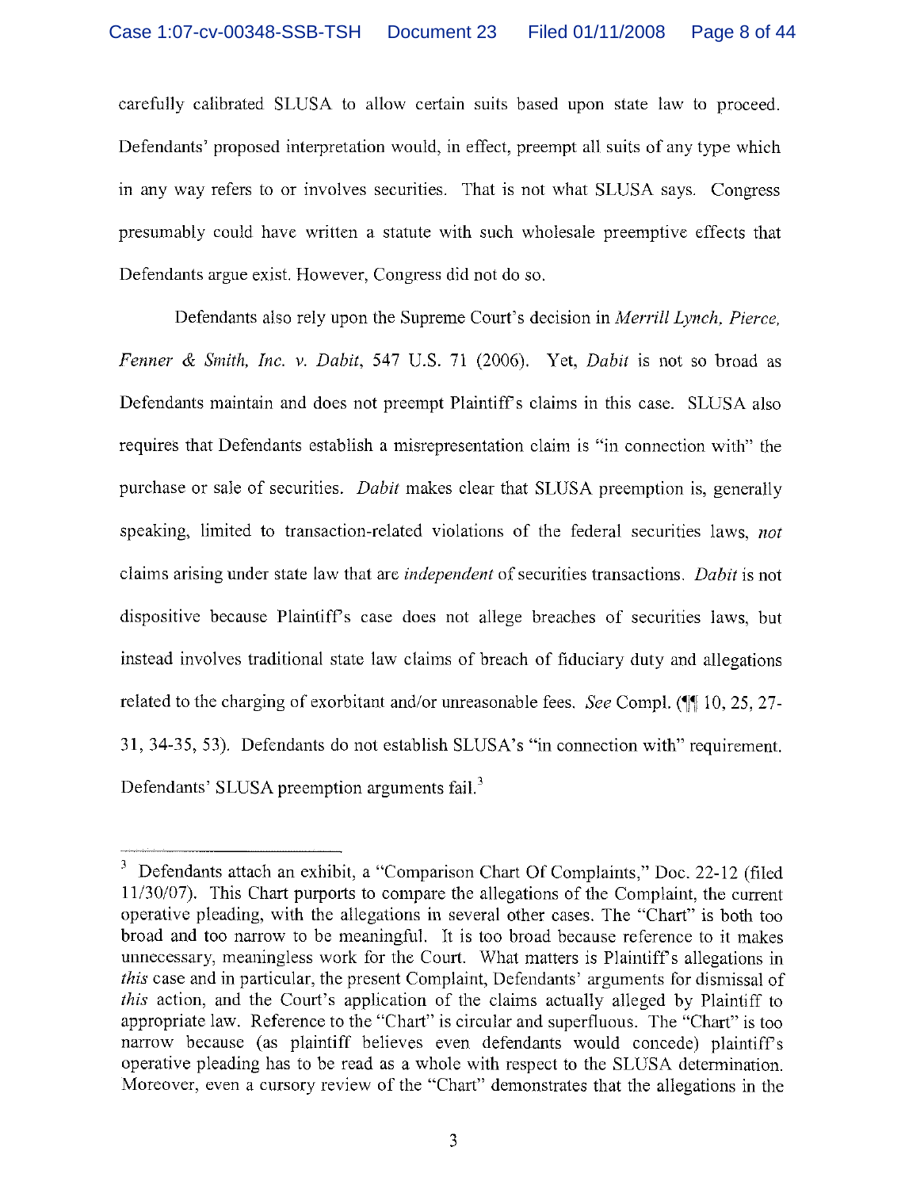carefully calibrated SLUSA to allow certain suits based upon state law to proceed. Defendants' proposed interpretation would, in effect, preempt all suits of any type which in any way refers to or involves securities. That is not what SLUSA says. Congress presumably could have written a statute with such wholesale preemptive effects that Defendants argue exist. However, Congress did not do so.

Defendants also rely upon the Supreme Court's decision in *Merrill Lynch, Pierce, Fenner & Smith, Inc. v. Dabit*, 547 U.S. 71 (2006). Yet, *Dabit* is not so broad as Defendants maintain and does not preempt Plaintiff's claims in this case. SLUSA also requires that Defendants establish a misrepresentation claim is "in connection with" the purchase or sale of securities. *Dabit* makes clear that SLUSA preemption is, generally speaking, limited to transaction-related violations of the federal securities laws, *not* claims arising under state law that are *independent* of securities transactions. *Dabit* is not dispositive because Plaintiff's case does not allege breaches of securities laws, but instead involves traditional state law claims of breach of fiduciary duty and allegations related to the charging of exorbitant and/or unreasonable fees. *See* Compl. (¶¶ 10, 25, 27-31, 34-35, 53). Defendants do not establish SLUSA's "in connection with" requirement. Defendants' SLUSA preemption arguments fail.[3]

---

[3] Defendants attach an exhibit, a "Comparison Chart Of Complaints," Doc. 22-12 (filed 11/30/07). This Chart purports to compare the allegations of the Complaint, the current operative pleading, with the allegations in several other cases. The "Chart" is both too broad and too narrow to be meaningful. It is too broad because reference to it makes unnecessary, meaningless work for the Court. What matters is Plaintiff's allegations in *this* case and in particular, the present Complaint, Defendants' arguments for dismissal of *this* action, and the Court's application of the claims actually alleged by Plaintiff to appropriate law. Reference to the "Chart" is circular and superfluous. The "Chart" is too narrow because (as plaintiff believes even defendants would concede) plaintiff's operative pleading has to be read as a whole with respect to the SLUSA determination. Moreover, even a cursory review of the "Chart" demonstrates that the allegations in the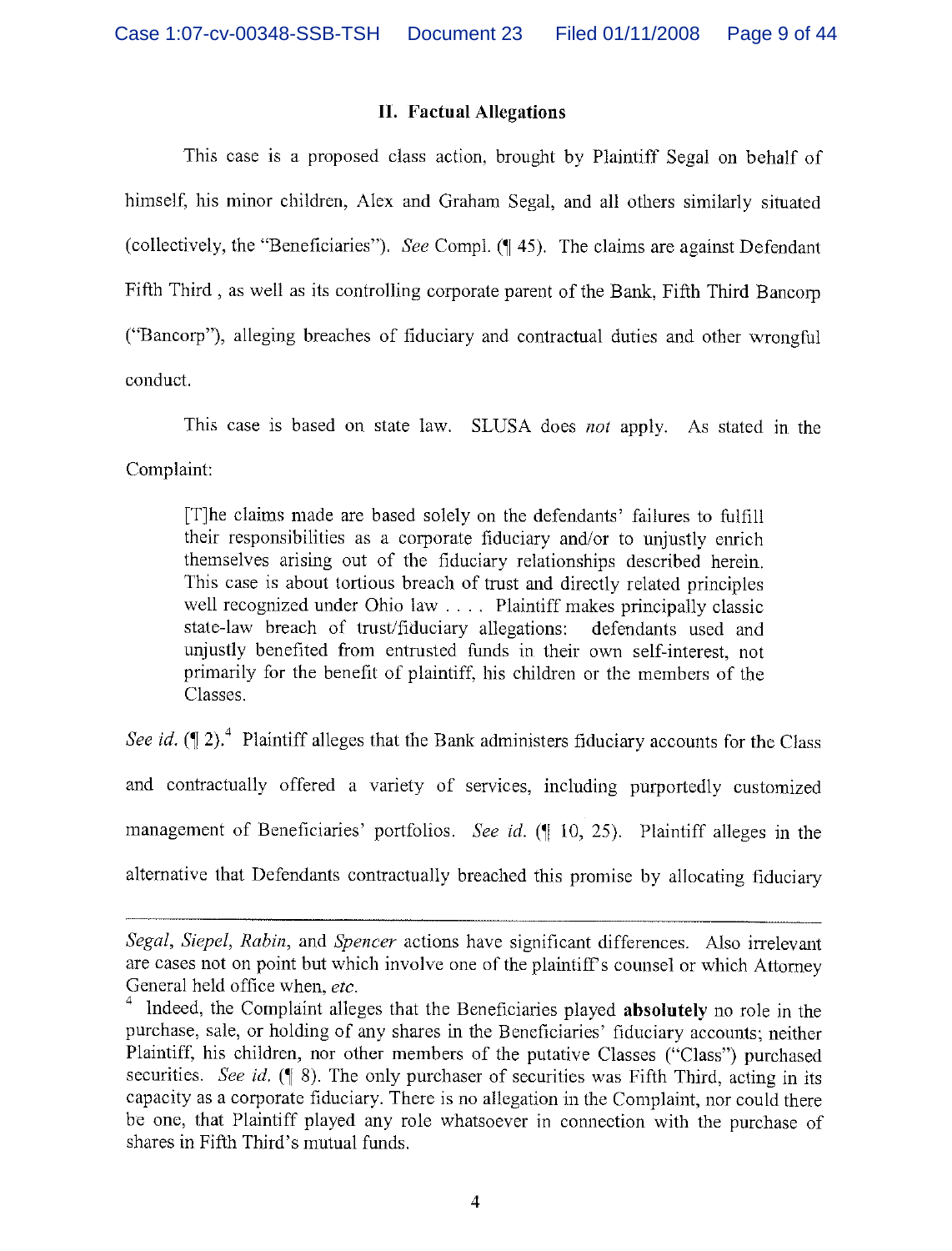## II. Factual Allegations

This case is a proposed class action, brought by Plaintiff Segal on behalf of himself, his minor children, Alex and Graham Segal, and all others similarly situated (collectively, the "Beneficiaries"). *See* Compl. (¶ 45). The claims are against Defendant Fifth Third , as well as its controlling corporate parent of the Bank, Fifth Third Bancorp ("Bancorp"), alleging breaches of fiduciary and contractual duties and other wrongful conduct.

This case is based on state law. SLUSA does *not* apply. As stated in the Complaint:

> [T]he claims made are based solely on the defendants' failures to fulfill their responsibilities as a corporate fiduciary and/or to unjustly enrich themselves arising out of the fiduciary relationships described herein. This case is about tortious breach of trust and directly related principles well recognized under Ohio law . . . . Plaintiff makes principally classic state-law breach of trust/fiduciary allegations: defendants used and unjustly benefited from entrusted funds in their own self-interest, not primarily for the benefit of plaintiff, his children or the members of the Classes.

*See id.* (¶ 2).[4] Plaintiff alleges that the Bank administers fiduciary accounts for the Class and contractually offered a variety of services, including purportedly customized management of Beneficiaries' portfolios. *See id.* (¶ 10, 25). Plaintiff alleges in the alternative that Defendants contractually breached this promise by allocating fiduciary

---

*Segal*, *Siepel*, *Rabin*, and *Spencer* actions have significant differences. Also irrelevant are cases not on point but which involve one of the plaintiff's counsel or which Attorney General held office when, *etc.*

[4] Indeed, the Complaint alleges that the Beneficiaries played **absolutely** no role in the purchase, sale, or holding of any shares in the Beneficiaries' fiduciary accounts; neither Plaintiff, his children, nor other members of the putative Classes ("Class") purchased securities. *See id.* (¶ 8). The only purchaser of securities was Fifth Third, acting in its capacity as a corporate fiduciary. There is no allegation in the Complaint, nor could there be one, that Plaintiff played any role whatsoever in connection with the purchase of shares in Fifth Third's mutual funds.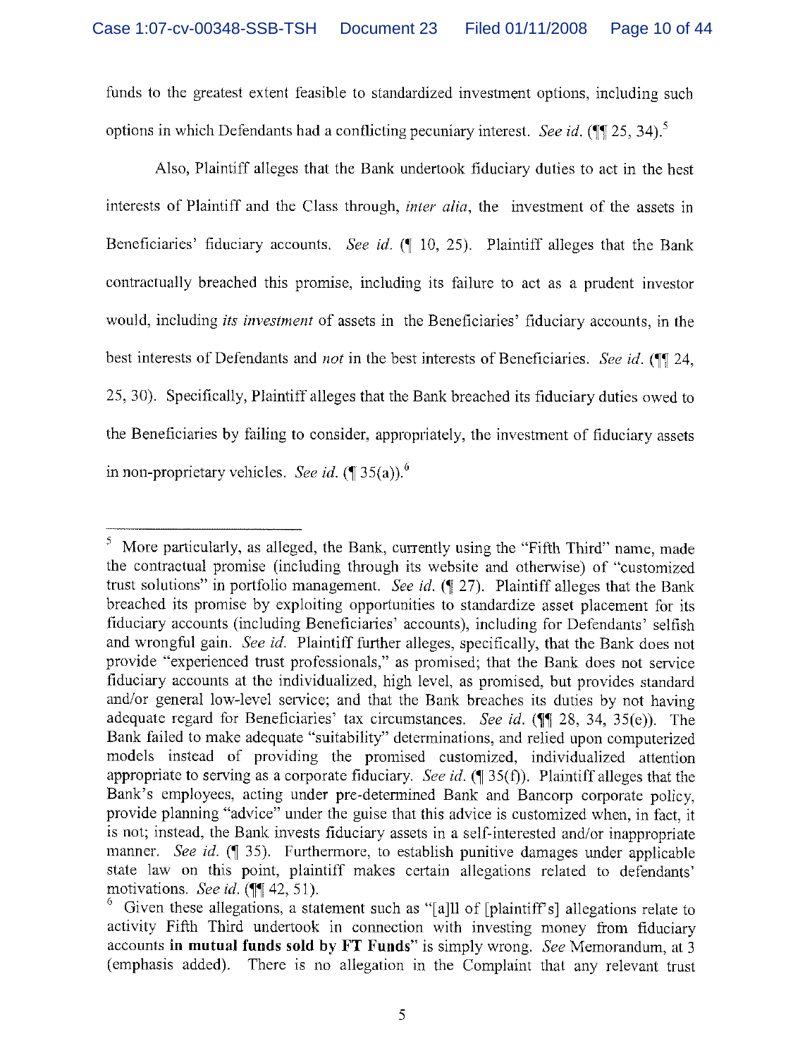funds to the greatest extent feasible to standardized investment options, including such options in which Defendants had a conflicting pecuniary interest. *See id.* (¶¶ 25, 34).[5]

Also, Plaintiff alleges that the Bank undertook fiduciary duties to act in the best interests of Plaintiff and the Class through, *inter alia*, the investment of the assets in Beneficiaries' fiduciary accounts. *See id.* (¶ 10, 25). Plaintiff alleges that the Bank contractually breached this promise, including its failure to act as a prudent investor would, including *its investment* of assets in the Beneficiaries' fiduciary accounts, in the best interests of Defendants and *not* in the best interests of Beneficiaries. *See id.* (¶¶ 24, 25, 30). Specifically, Plaintiff alleges that the Bank breached its fiduciary duties owed to the Beneficiaries by failing to consider, appropriately, the investment of fiduciary assets in non-proprietary vehicles. *See id.* (¶ 35(a)).[6]

---

[5] More particularly, as alleged, the Bank, currently using the "Fifth Third" name, made the contractual promise (including through its website and otherwise) of "customized trust solutions" in portfolio management. *See id.* (¶ 27). Plaintiff alleges that the Bank breached its promise by exploiting opportunities to standardize asset placement for its fiduciary accounts (including Beneficiaries' accounts), including for Defendants' selfish and wrongful gain. *See id.* Plaintiff further alleges, specifically, that the Bank does not provide "experienced trust professionals," as promised; that the Bank does not service fiduciary accounts at the individualized, high level, as promised, but provides standard and/or general low-level service; and that the Bank breaches its duties by not having adequate regard for Beneficiaries' tax circumstances. *See id.* (¶¶ 28, 34, 35(e)). The Bank failed to make adequate "suitability" determinations, and relied upon computerized models instead of providing the promised customized, individualized attention appropriate to serving as a corporate fiduciary. *See id.* (¶ 35(f)). Plaintiff alleges that the Bank's employees, acting under pre-determined Bank and Bancorp corporate policy, provide planning "advice" under the guise that this advice is customized when, in fact, it is not; instead, the Bank invests fiduciary assets in a self-interested and/or inappropriate manner. *See id.* (¶ 35). Furthermore, to establish punitive damages under applicable state law on this point, plaintiff makes certain allegations related to defendants' motivations. *See id.* (¶¶ 42, 51).

[6] Given these allegations, a statement such as "[a]ll of [plaintiff's] allegations relate to activity Fifth Third undertook in connection with investing money from fiduciary accounts **in mutual funds sold by FT Funds**" is simply wrong. *See* Memorandum, at 3 (emphasis added). There is no allegation in the Complaint that any relevant trust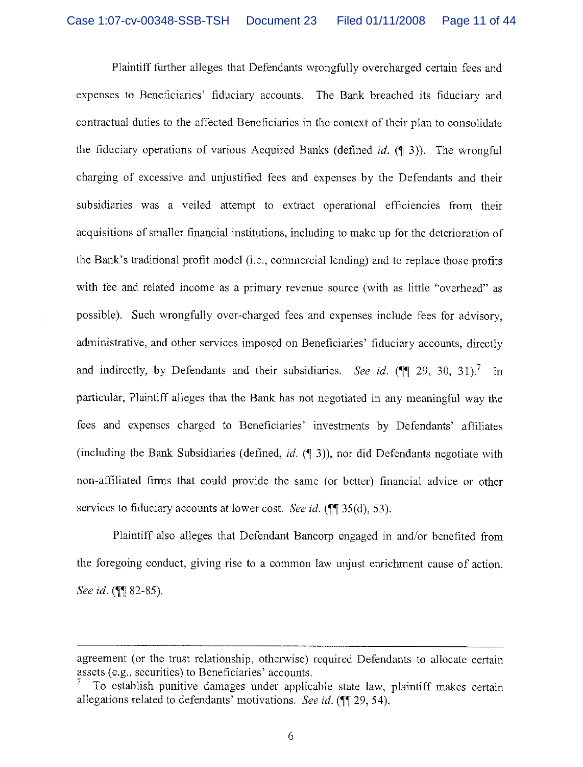Plaintiff further alleges that Defendants wrongfully overcharged certain fees and expenses to Beneficiaries' fiduciary accounts. The Bank breached its fiduciary and contractual duties to the affected Beneficiaries in the context of their plan to consolidate the fiduciary operations of various Acquired Banks (defined *id.* (¶ 3)). The wrongful charging of excessive and unjustified fees and expenses by the Defendants and their subsidiaries was a veiled attempt to extract operational efficiencies from their acquisitions of smaller financial institutions, including to make up for the deterioration of the Bank's traditional profit model (i.e., commercial lending) and to replace those profits with fee and related income as a primary revenue source (with as little "overhead" as possible). Such wrongfully over-charged fees and expenses include fees for advisory, administrative, and other services imposed on Beneficiaries' fiduciary accounts, directly and indirectly, by Defendants and their subsidiaries. *See id.* (¶¶ 29, 30, 31).[7] In particular, Plaintiff alleges that the Bank has not negotiated in any meaningful way the fees and expenses charged to Beneficiaries' investments by Defendants' affiliates (including the Bank Subsidiaries (defined, *id.* (¶ 3)), nor did Defendants negotiate with non-affiliated firms that could provide the same (or better) financial advice or other services to fiduciary accounts at lower cost. *See id.* (¶¶ 35(d), 53).

Plaintiff also alleges that Defendant Bancorp engaged in and/or benefited from the foregoing conduct, giving rise to a common law unjust enrichment cause of action. *See id.* (¶¶ 82-85).

---

agreement (or the trust relationship, otherwise) required Defendants to allocate certain assets (e.g., securities) to Beneficiaries' accounts.

[7] To establish punitive damages under applicable state law, plaintiff makes certain allegations related to defendants' motivations. *See id.* (¶¶ 29, 54).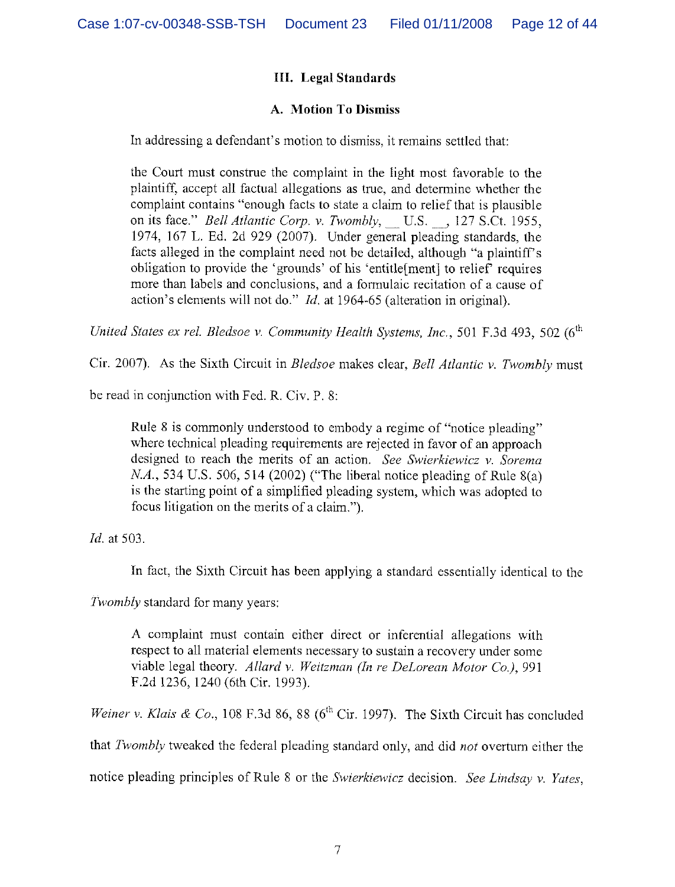### III. Legal Standards

#### A. Motion To Dismiss

In addressing a defendant's motion to dismiss, it remains settled that:

> the Court must construe the complaint in the light most favorable to the plaintiff, accept all factual allegations as true, and determine whether the complaint contains "enough facts to state a claim to relief that is plausible on its face." *Bell Atlantic Corp. v. Twombly*, __ U.S. __, 127 S.Ct. 1955, 1974, 167 L. Ed. 2d 929 (2007). Under general pleading standards, the facts alleged in the complaint need not be detailed, although "a plaintiff's obligation to provide the 'grounds' of his 'entitle[ment] to relief' requires more than labels and conclusions, and a formulaic recitation of a cause of action's elements will not do." *Id.* at 1964-65 (alteration in original).

*United States ex rel. Bledsoe v. Community Health Systems, Inc.*, 501 F.3d 493, 502 (6th Cir. 2007). As the Sixth Circuit in *Bledsoe* makes clear, *Bell Atlantic v. Twombly* must be read in conjunction with Fed. R. Civ. P. 8:

> Rule 8 is commonly understood to embody a regime of "notice pleading" where technical pleading requirements are rejected in favor of an approach designed to reach the merits of an action. *See Swierkiewicz v. Sorema N.A.*, 534 U.S. 506, 514 (2002) ("The liberal notice pleading of Rule 8(a) is the starting point of a simplified pleading system, which was adopted to focus litigation on the merits of a claim.").

*Id.* at 503.

In fact, the Sixth Circuit has been applying a standard essentially identical to the *Twombly* standard for many years:

> A complaint must contain either direct or inferential allegations with respect to all material elements necessary to sustain a recovery under some viable legal theory. *Allard v. Weitzman (In re DeLorean Motor Co.)*, 991 F.2d 1236, 1240 (6th Cir. 1993).

*Weiner v. Klais & Co.*, 108 F.3d 86, 88 (6th Cir. 1997). The Sixth Circuit has concluded that *Twombly* tweaked the federal pleading standard only, and did *not* overturn either the notice pleading principles of Rule 8 or the *Swierkiewicz* decision. *See Lindsay v. Yates*,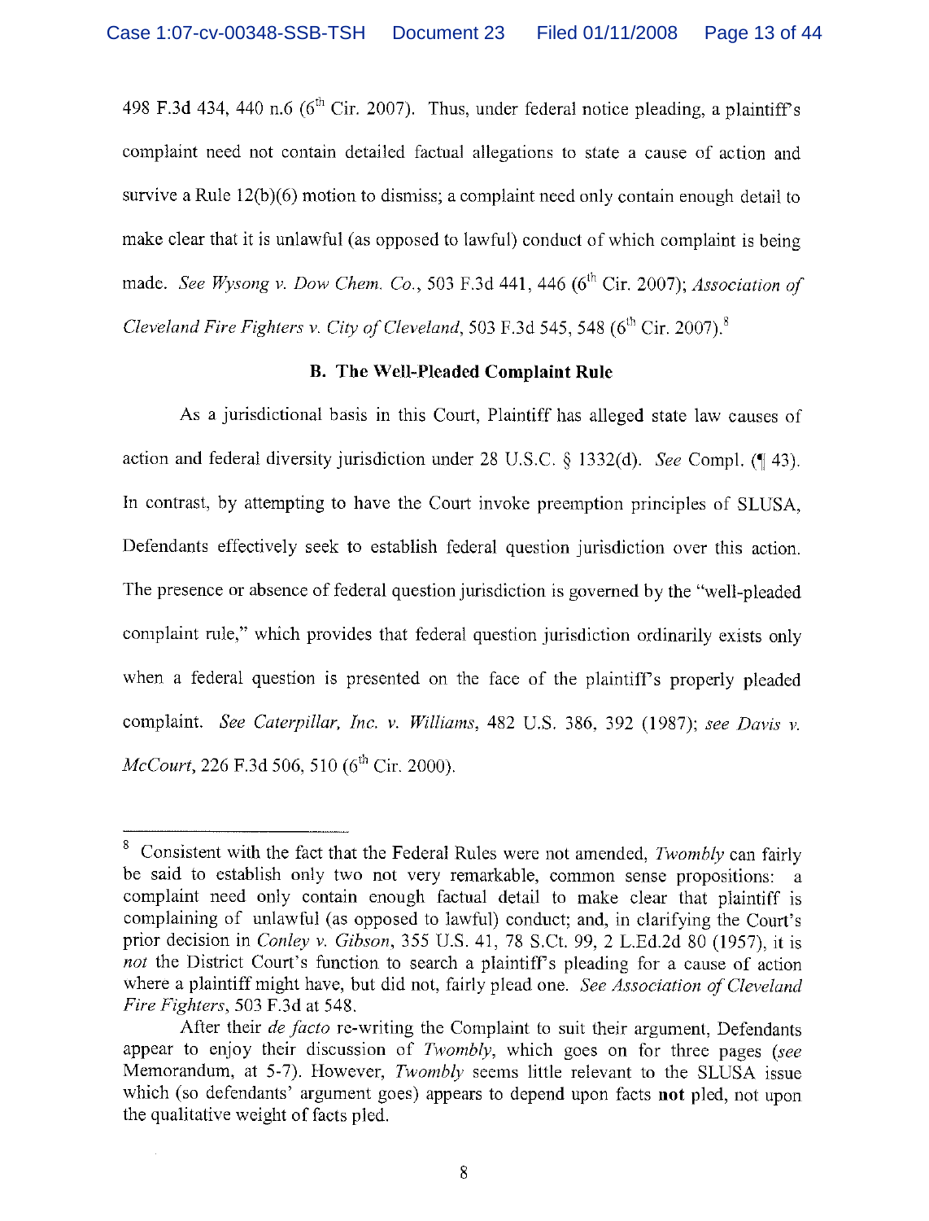498 F.3d 434, 440 n.6 (6th Cir. 2007). Thus, under federal notice pleading, a plaintiff's complaint need not contain detailed factual allegations to state a cause of action and survive a Rule 12(b)(6) motion to dismiss; a complaint need only contain enough detail to make clear that it is unlawful (as opposed to lawful) conduct of which complaint is being made. *See Wysong v. Dow Chem. Co.*, 503 F.3d 441, 446 (6th Cir. 2007); *Association of Cleveland Fire Fighters v. City of Cleveland*, 503 F.3d 545, 548 (6th Cir. 2007).[8]

### B. The Well-Pleaded Complaint Rule

As a jurisdictional basis in this Court, Plaintiff has alleged state law causes of action and federal diversity jurisdiction under 28 U.S.C. § 1332(d). *See* Compl. (¶ 43). In contrast, by attempting to have the Court invoke preemption principles of SLUSA, Defendants effectively seek to establish federal question jurisdiction over this action. The presence or absence of federal question jurisdiction is governed by the "well-pleaded complaint rule," which provides that federal question jurisdiction ordinarily exists only when a federal question is presented on the face of the plaintiff's properly pleaded complaint. *See Caterpillar, Inc. v. Williams*, 482 U.S. 386, 392 (1987); *see Davis v. McCourt*, 226 F.3d 506, 510 (6th Cir. 2000).

---

[8] Consistent with the fact that the Federal Rules were not amended, *Twombly* can fairly be said to establish only two not very remarkable, common sense propositions: a complaint need only contain enough factual detail to make clear that plaintiff is complaining of unlawful (as opposed to lawful) conduct; and, in clarifying the Court's prior decision in *Conley v. Gibson*, 355 U.S. 41, 78 S.Ct. 99, 2 L.Ed.2d 80 (1957), it is *not* the District Court's function to search a plaintiff's pleading for a cause of action where a plaintiff might have, but did not, fairly plead one. *See Association of Cleveland Fire Fighters*, 503 F.3d at 548.

After their *de facto* re-writing the Complaint to suit their argument, Defendants appear to enjoy their discussion of *Twombly*, which goes on for three pages (*see* Memorandum, at 5-7). However, *Twombly* seems little relevant to the SLUSA issue which (so defendants' argument goes) appears to depend upon facts **not** pled, not upon the qualitative weight of facts pled.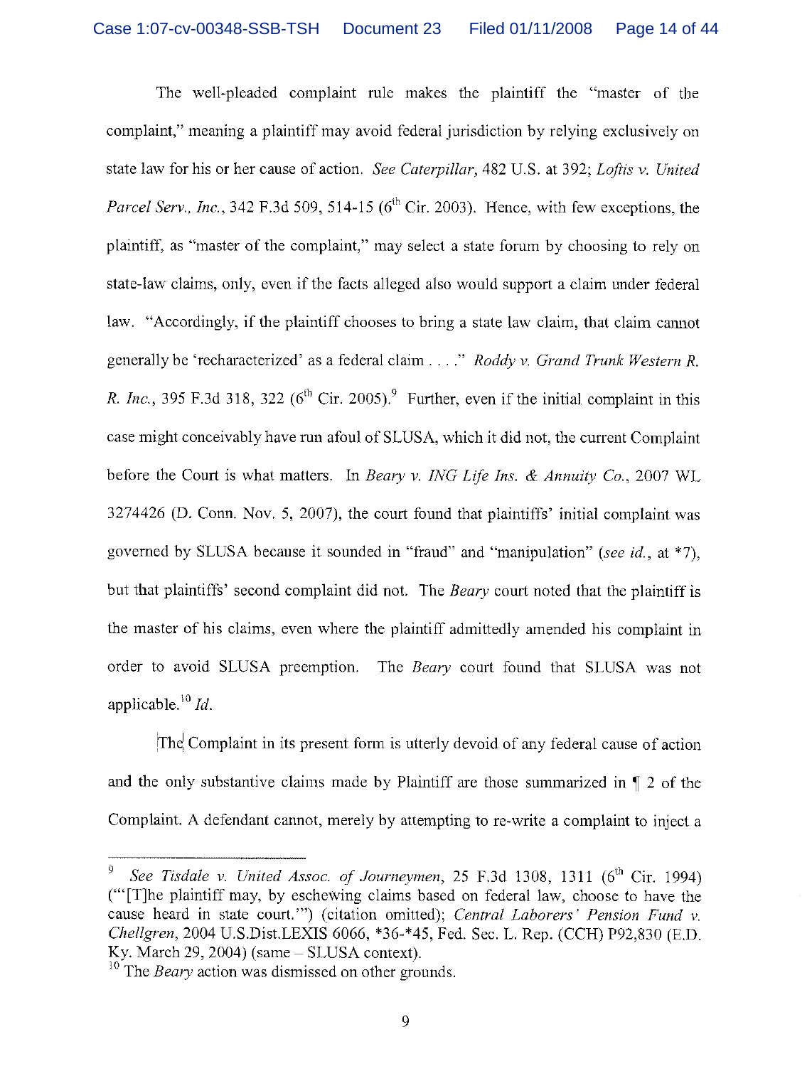The well-pleaded complaint rule makes the plaintiff the "master of the complaint," meaning a plaintiff may avoid federal jurisdiction by relying exclusively on state law for his or her cause of action. *See Caterpillar*, 482 U.S. at 392; *Loftis v. United Parcel Serv., Inc.*, 342 F.3d 509, 514-15 (6th Cir. 2003). Hence, with few exceptions, the plaintiff, as "master of the complaint," may select a state forum by choosing to rely on state-law claims, only, even if the facts alleged also would support a claim under federal law. "Accordingly, if the plaintiff chooses to bring a state law claim, that claim cannot generally be 'recharacterized' as a federal claim . . . ." *Roddy v. Grand Trunk Western R. R. Inc.*, 395 F.3d 318, 322 (6th Cir. 2005).[9] Further, even if the initial complaint in this case might conceivably have run afoul of SLUSA, which it did not, the current Complaint before the Court is what matters. In *Beary v. ING Life Ins. & Annuity Co.*, 2007 WL 3274426 (D. Conn. Nov. 5, 2007), the court found that plaintiffs' initial complaint was governed by SLUSA because it sounded in "fraud" and "manipulation" (*see id.*, at *7), but that plaintiffs' second complaint did not. The *Beary* court noted that the plaintiff is the master of his claims, even where the plaintiff admittedly amended his complaint in order to avoid SLUSA preemption. The *Beary* court found that SLUSA was not applicable.[10] *Id.*

The Complaint in its present form is utterly devoid of any federal cause of action and the only substantive claims made by Plaintiff are those summarized in ¶ 2 of the Complaint. A defendant cannot, merely by attempting to re-write a complaint to inject a

---

[9] *See Tisdale v. United Assoc. of Journeymen*, 25 F.3d 1308, 1311 (6th Cir. 1994) ("'[T]he plaintiff may, by eschewing claims based on federal law, choose to have the cause heard in state court.'") (citation omitted); *Central Laborers' Pension Fund v. Chellgren*, 2004 U.S.Dist.LEXIS 6066, *36-*45, Fed. Sec. L. Rep. (CCH) P92,830 (E.D. Ky. March 29, 2004) (same – SLUSA context).

[10] The *Beary* action was dismissed on other grounds.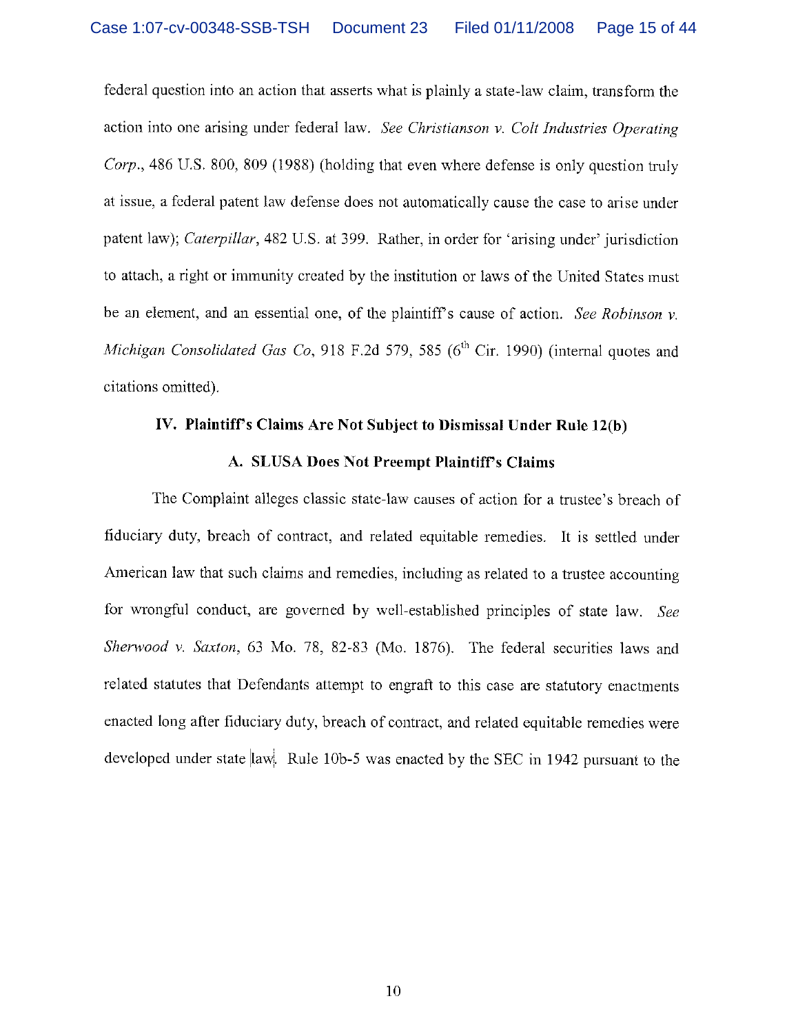federal question into an action that asserts what is plainly a state-law claim, transform the action into one arising under federal law. *See Christianson v. Colt Industries Operating Corp.*, 486 U.S. 800, 809 (1988) (holding that even where defense is only question truly at issue, a federal patent law defense does not automatically cause the case to arise under patent law); *Caterpillar*, 482 U.S. at 399. Rather, in order for 'arising under' jurisdiction to attach, a right or immunity created by the institution or laws of the United States must be an element, and an essential one, of the plaintiff's cause of action. *See Robinson v. Michigan Consolidated Gas Co*, 918 F.2d 579, 585 (6th Cir. 1990) (internal quotes and citations omitted).

## IV. Plaintiff's Claims Are Not Subject to Dismissal Under Rule 12(b)

### A. SLUSA Does Not Preempt Plaintiff's Claims

The Complaint alleges classic state-law causes of action for a trustee's breach of fiduciary duty, breach of contract, and related equitable remedies. It is settled under American law that such claims and remedies, including as related to a trustee accounting for wrongful conduct, are governed by well-established principles of state law. *See Sherwood v. Saxton*, 63 Mo. 78, 82-83 (Mo. 1876). The federal securities laws and related statutes that Defendants attempt to engraft to this case are statutory enactments enacted long after fiduciary duty, breach of contract, and related equitable remedies were developed under state law. Rule 10b-5 was enacted by the SEC in 1942 pursuant to the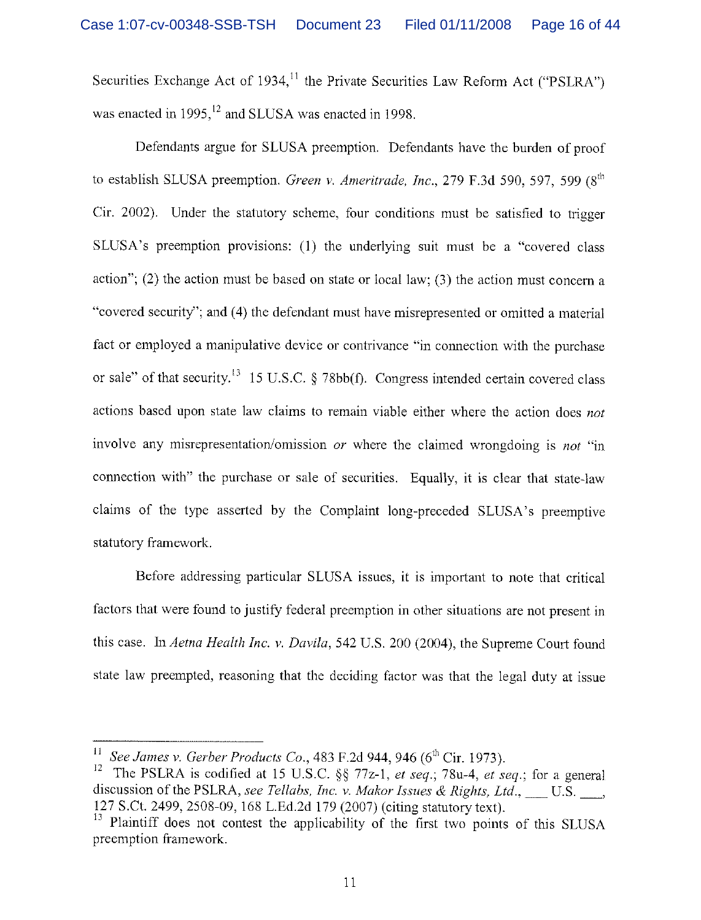Securities Exchange Act of 1934,[11] the Private Securities Law Reform Act ("PSLRA") was enacted in 1995,[12] and SLUSA was enacted in 1998.

Defendants argue for SLUSA preemption. Defendants have the burden of proof to establish SLUSA preemption. *Green v. Ameritrade, Inc.*, 279 F.3d 590, 597, 599 (8th Cir. 2002). Under the statutory scheme, four conditions must be satisfied to trigger SLUSA's preemption provisions: (1) the underlying suit must be a "covered class action"; (2) the action must be based on state or local law; (3) the action must concern a "covered security"; and (4) the defendant must have misrepresented or omitted a material fact or employed a manipulative device or contrivance "in connection with the purchase or sale" of that security.[13] 15 U.S.C. § 78bb(f). Congress intended certain covered class actions based upon state law claims to remain viable either where the action does *not* involve any misrepresentation/omission *or* where the claimed wrongdoing is *not* "in connection with" the purchase or sale of securities. Equally, it is clear that state-law claims of the type asserted by the Complaint long-preceded SLUSA's preemptive statutory framework.

Before addressing particular SLUSA issues, it is important to note that critical factors that were found to justify federal preemption in other situations are not present in this case. In *Aetna Health Inc. v. Davila*, 542 U.S. 200 (2004), the Supreme Court found state law preempted, reasoning that the deciding factor was that the legal duty at issue

---

[11] *See James v. Gerber Products Co.*, 483 F.2d 944, 946 (6th Cir. 1973).

[12] The PSLRA is codified at 15 U.S.C. §§ 77z-1, *et seq.*; 78u-4, *et seq.*; for a general discussion of the PSLRA, *see Tellabs, Inc. v. Makor Issues & Rights, Ltd.*, ___ U.S. ___, 127 S.Ct. 2499, 2508-09, 168 L.Ed.2d 179 (2007) (citing statutory text).

[13] Plaintiff does not contest the applicability of the first two points of this SLUSA preemption framework.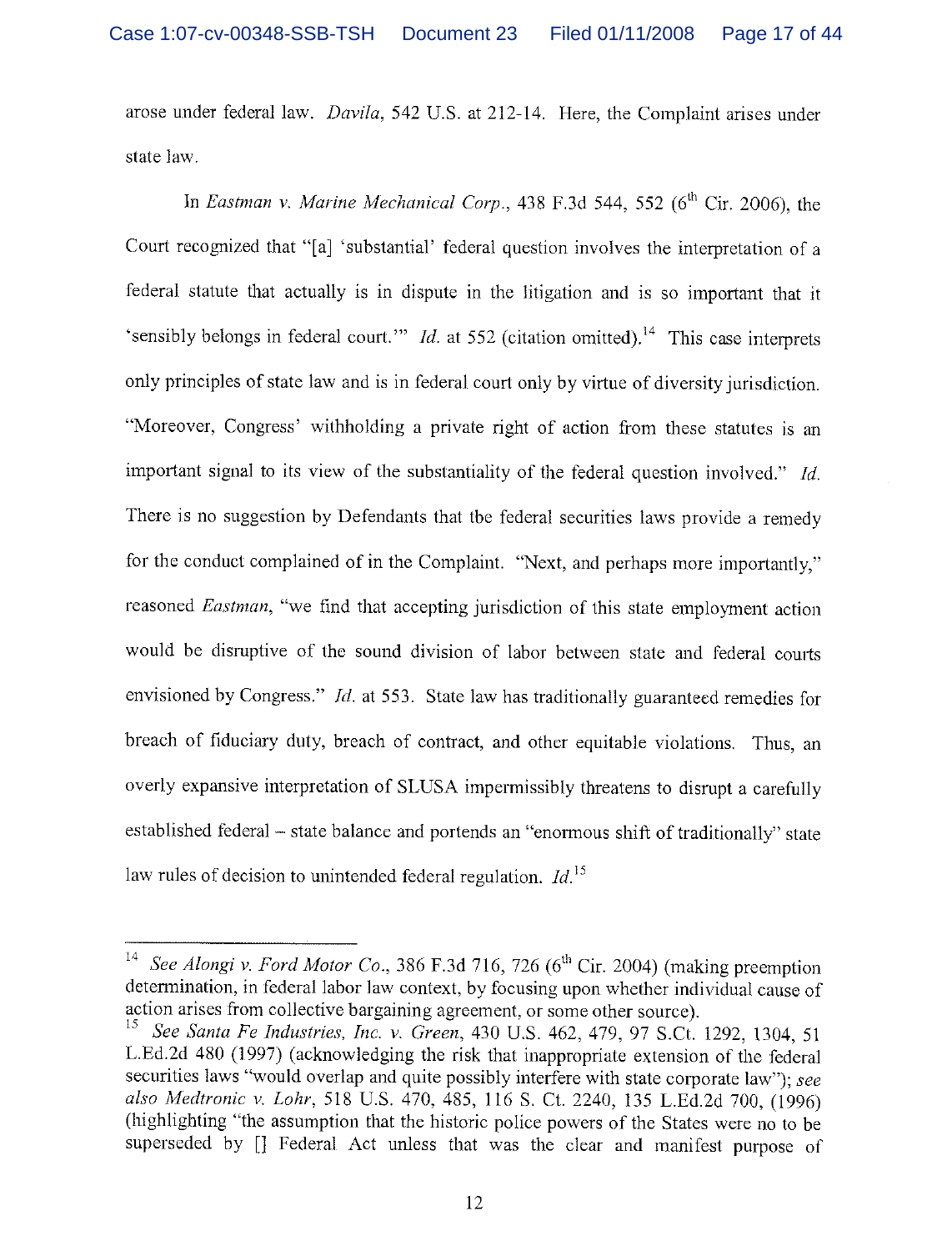arose under federal law. *Davila*, 542 U.S. at 212-14. Here, the Complaint arises under state law.

In *Eastman v. Marine Mechanical Corp.*, 438 F.3d 544, 552 (6th Cir. 2006), the Court recognized that "[a] 'substantial' federal question involves the interpretation of a federal statute that actually is in dispute in the litigation and is so important that it 'sensibly belongs in federal court.'" *Id.* at 552 (citation omitted).[14] This case interprets only principles of state law and is in federal court only by virtue of diversity jurisdiction. "Moreover, Congress' withholding a private right of action from these statutes is an important signal to its view of the substantiality of the federal question involved." *Id.* There is no suggestion by Defendants that tbe federal securities laws provide a remedy for the conduct complained of in the Complaint. "Next, and perhaps more importantly," reasoned *Eastman*, "we find that accepting jurisdiction of this state employment action would be disruptive of the sound division of labor between state and federal courts envisioned by Congress." *Id.* at 553. State law has traditionally guaranteed remedies for breach of fiduciary duty, breach of contract, and other equitable violations. Thus, an overly expansive interpretation of SLUSA impermissibly threatens to disrupt a carefully established federal – state balance and portends an "enormous shift of traditionally" state law rules of decision to unintended federal regulation. *Id.*[15]

---

[14] *See Alongi v. Ford Motor Co.*, 386 F.3d 716, 726 (6th Cir. 2004) (making preemption determination, in federal labor law context, by focusing upon whether individual cause of action arises from collective bargaining agreement, or some other source).

[15] *See Santa Fe Industries, Inc. v. Green*, 430 U.S. 462, 479, 97 S.Ct. 1292, 1304, 51 L.Ed.2d 480 (1997) (acknowledging the risk that inappropriate extension of the federal securities laws "would overlap and quite possibly interfere with state corporate law"); *see also Medtronic v. Lohr*, 518 U.S. 470, 485, 116 S. Ct. 2240, 135 L.Ed.2d 700, (1996) (highlighting "the assumption that the historic police powers of the States were no to be superseded by [] Federal Act unless that was the clear and manifest purpose of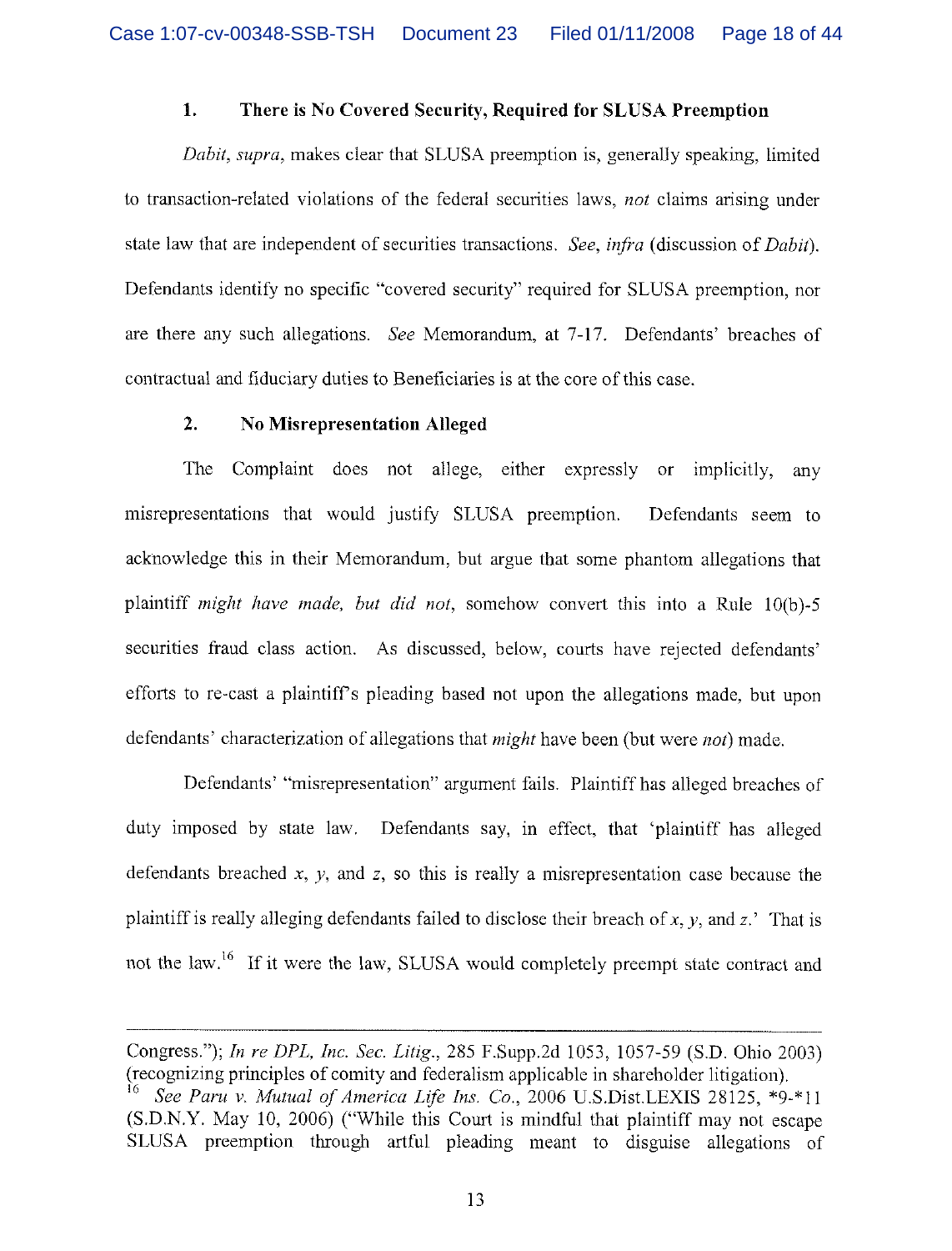### 1. There is No Covered Security, Required for SLUSA Preemption

*Dabit, supra*, makes clear that SLUSA preemption is, generally speaking, limited to transaction-related violations of the federal securities laws, *not* claims arising under state law that are independent of securities transactions. *See*, *infra* (discussion of *Dabit*). Defendants identify no specific "covered security" required for SLUSA preemption, nor are there any such allegations. *See* Memorandum, at 7-17. Defendants' breaches of contractual and fiduciary duties to Beneficiaries is at the core of this case.

### 2. No Misrepresentation Alleged

The Complaint does not allege, either expressly or implicitly, any misrepresentations that would justify SLUSA preemption. Defendants seem to acknowledge this in their Memorandum, but argue that some phantom allegations that plaintiff *might have made, but did not*, somehow convert this into a Rule 10(b)-5 securities fraud class action. As discussed, below, courts have rejected defendants' efforts to re-cast a plaintiff's pleading based not upon the allegations made, but upon defendants' characterization of allegations that *might* have been (but were *not*) made.

Defendants' "misrepresentation" argument fails. Plaintiff has alleged breaches of duty imposed by state law. Defendants say, in effect, that 'plaintiff has alleged defendants breached *x*, *y*, and *z*, so this is really a misrepresentation case because the plaintiff is really alleging defendants failed to disclose their breach of *x*, *y*, and *z*.' That is not the law.[16] If it were the law, SLUSA would completely preempt state contract and

---

Congress."); *In re DPL, Inc. Sec. Litig.*, 285 F.Supp.2d 1053, 1057-59 (S.D. Ohio 2003) (recognizing principles of comity and federalism applicable in shareholder litigation).

[16] *See Paru v. Mutual of America Life Ins. Co.*, 2006 U.S.Dist.LEXIS 28125, *9-*11 (S.D.N.Y. May 10, 2006) ("While this Court is mindful that plaintiff may not escape SLUSA preemption through artful pleading meant to disguise allegations of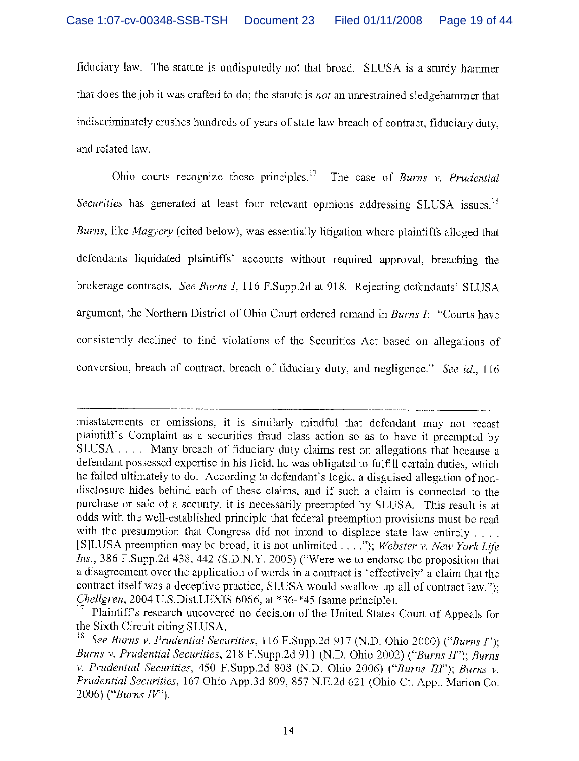fiduciary law. The statute is undisputedly not that broad. SLUSA is a sturdy hammer that does the job it was crafted to do; the statute is *not* an unrestrained sledgehammer that indiscriminately crushes hundreds of years of state law breach of contract, fiduciary duty, and related law.

Ohio courts recognize these principles.[17] The case of *Burns v. Prudential Securities* has generated at least four relevant opinions addressing SLUSA issues.[18] *Burns*, like *Magyery* (cited below), was essentially litigation where plaintiffs alleged that defendants liquidated plaintiffs' accounts without required approval, breaching the brokerage contracts. *See Burns I*, 116 F.Supp.2d at 918. Rejecting defendants' SLUSA argument, the Northern District of Ohio Court ordered remand in *Burns I*: "Courts have consistently declined to find violations of the Securities Act based on allegations of conversion, breach of contract, breach of fiduciary duty, and negligence." *See id.*, 116

---

misstatements or omissions, it is similarly mindful that defendant may not recast plaintiff's Complaint as a securities fraud class action so as to have it preempted by SLUSA . . . . Many breach of fiduciary duty claims rest on allegations that because a defendant possessed expertise in his field, he was obligated to fulfill certain duties, which he failed ultimately to do. According to defendant's logic, a disguised allegation of non-disclosure hides behind each of these claims, and if such a claim is connected to the purchase or sale of a security, it is necessarily preempted by SLUSA. This result is at odds with the well-established principle that federal preemption provisions must be read with the presumption that Congress did not intend to displace state law entirely . . . . [S]LUSA preemption may be broad, it is not unlimited . . . ."); *Webster v. New York Life Ins.*, 386 F.Supp.2d 438, 442 (S.D.N.Y. 2005) ("Were we to endorse the proposition that a disagreement over the application of words in a contract is 'effectively' a claim that the contract itself was a deceptive practice, SLUSA would swallow up all of contract law."); *Chellgren*, 2004 U.S.Dist.LEXIS 6066, at *36-*45 (same principle).

[17] Plaintiff's research uncovered no decision of the United States Court of Appeals for the Sixth Circuit citing SLUSA.

[18] *See Burns v. Prudential Securities*, 116 F.Supp.2d 917 (N.D. Ohio 2000) ("*Burns I*"); *Burns v. Prudential Securities*, 218 F.Supp.2d 911 (N.D. Ohio 2002) ("*Burns II*"); *Burns v. Prudential Securities*, 450 F.Supp.2d 808 (N.D. Ohio 2006) ("*Burns III*"); *Burns v. Prudential Securities*, 167 Ohio App.3d 809, 857 N.E.2d 621 (Ohio Ct. App., Marion Co. 2006) ("*Burns IV*").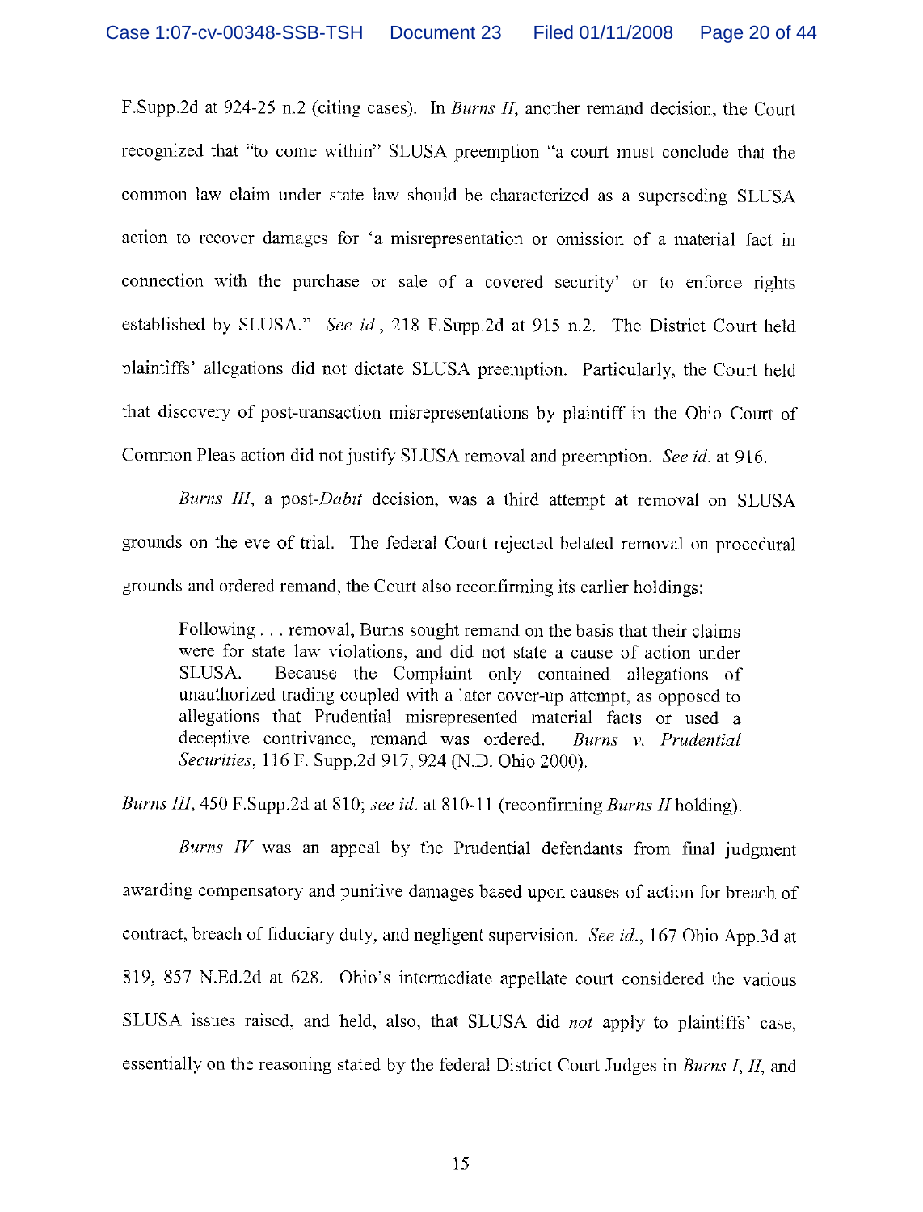F.Supp.2d at 924-25 n.2 (citing cases). In *Burns II*, another remand decision, the Court recognized that "to come within" SLUSA preemption "a court must conclude that the common law claim under state law should be characterized as a superseding SLUSA action to recover damages for 'a misrepresentation or omission of a material fact in connection with the purchase or sale of a covered security' or to enforce rights established by SLUSA." *See id.*, 218 F.Supp.2d at 915 n.2. The District Court held plaintiffs' allegations did not dictate SLUSA preemption. Particularly, the Court held that discovery of post-transaction misrepresentations by plaintiff in the Ohio Court of Common Pleas action did not justify SLUSA removal and preemption. *See id.* at 916.

*Burns III*, a post-*Dabit* decision, was a third attempt at removal on SLUSA grounds on the eve of trial. The federal Court rejected belated removal on procedural grounds and ordered remand, the Court also reconfirming its earlier holdings:

> Following . . . removal, Burns sought remand on the basis that their claims were for state law violations, and did not state a cause of action under SLUSA. Because the Complaint only contained allegations of unauthorized trading coupled with a later cover-up attempt, as opposed to allegations that Prudential misrepresented material facts or used a deceptive contrivance, remand was ordered. *Burns v. Prudential Securities*, 116 F. Supp.2d 917, 924 (N.D. Ohio 2000).

*Burns III*, 450 F.Supp.2d at 810; *see id.* at 810-11 (reconfirming *Burns II* holding).

*Burns IV* was an appeal by the Prudential defendants from final judgment awarding compensatory and punitive damages based upon causes of action for breach of contract, breach of fiduciary duty, and negligent supervision. *See id.*, 167 Ohio App.3d at 819, 857 N.Ed.2d at 628. Ohio's intermediate appellate court considered the various SLUSA issues raised, and held, also, that SLUSA did *not* apply to plaintiffs' case, essentially on the reasoning stated by the federal District Court Judges in *Burns I*, *II*, and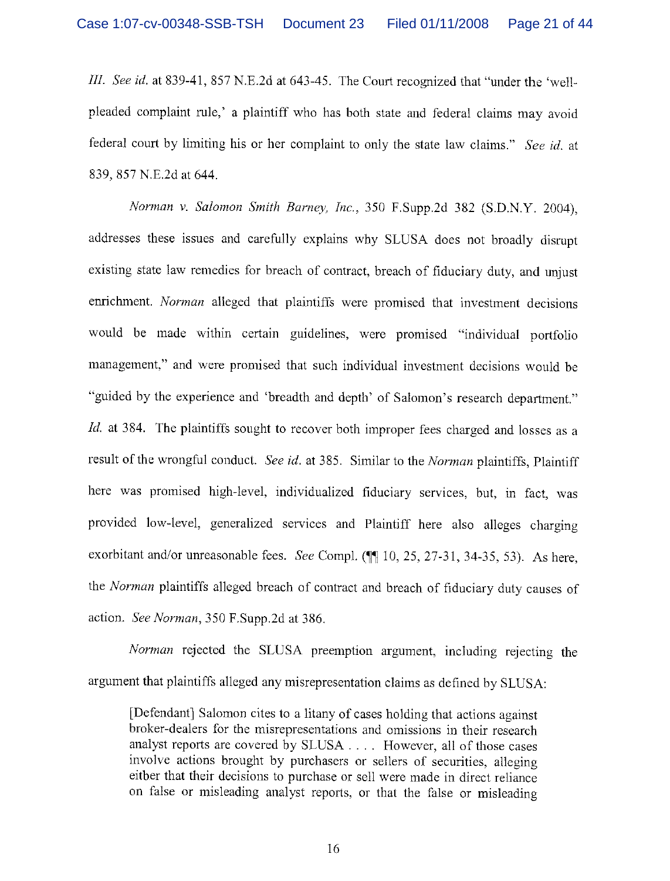*III*. *See id.* at 839-41, 857 N.E.2d at 643-45. The Court recognized that "under the 'well-pleaded complaint rule,' a plaintiff who has both state and federal claims may avoid federal court by limiting his or her complaint to only the state law claims." *See id.* at 839, 857 N.E.2d at 644.

*Norman v. Salomon Smith Barney, Inc.*, 350 F.Supp.2d 382 (S.D.N.Y. 2004), addresses these issues and carefully explains why SLUSA does not broadly disrupt existing state law remedies for breach of contract, breach of fiduciary duty, and unjust enrichment. *Norman* alleged that plaintiffs were promised that investment decisions would be made within certain guidelines, were promised "individual portfolio management," and were promised that such individual investment decisions would be "guided by the experience and 'breadth and depth' of Salomon's research department." *Id.* at 384. The plaintiffs sought to recover both improper fees charged and losses as a result of the wrongful conduct. *See id.* at 385. Similar to the *Norman* plaintiffs, Plaintiff here was promised high-level, individualized fiduciary services, but, in fact, was provided low-level, generalized services and Plaintiff here also alleges charging exorbitant and/or unreasonable fees. *See* Compl. (¶¶ 10, 25, 27-31, 34-35, 53). As here, the *Norman* plaintiffs alleged breach of contract and breach of fiduciary duty causes of action. *See Norman*, 350 F.Supp.2d at 386.

*Norman* rejected the SLUSA preemption argument, including rejecting the argument that plaintiffs alleged any misrepresentation claims as defined by SLUSA:

> [Defendant] Salomon cites to a litany of cases holding that actions against broker-dealers for the misrepresentations and omissions in their research analyst reports are covered by SLUSA . . . . However, all of those cases involve actions brought by purchasers or sellers of securities, alleging either that their decisions to purchase or sell were made in direct reliance on false or misleading analyst reports, or that the false or misleading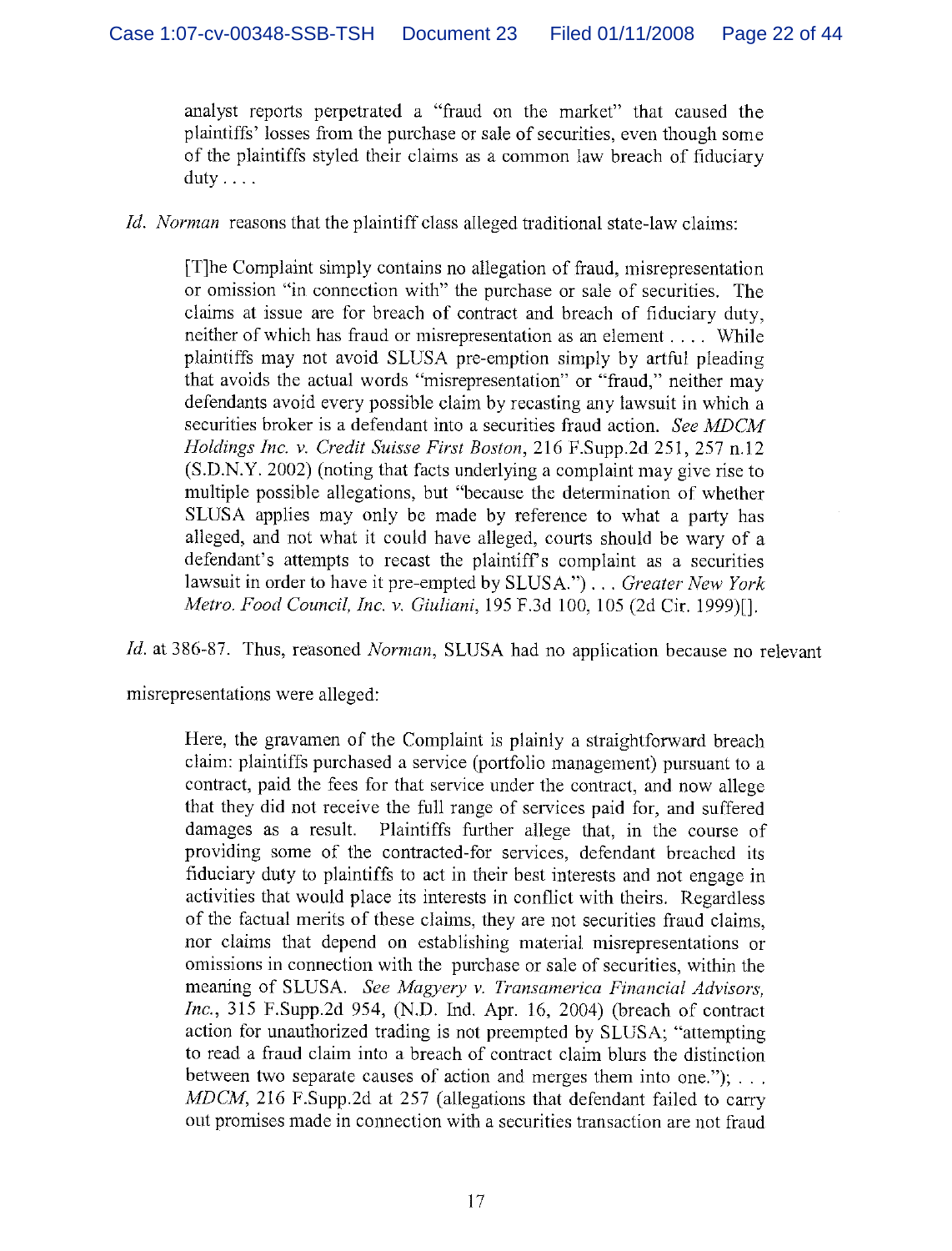> analyst reports perpetrated a "fraud on the market" that caused the plaintiffs' losses from the purchase or sale of securities, even though some of the plaintiffs styled their claims as a common law breach of fiduciary duty . . . .

*Id. Norman* reasons that the plaintiff class alleged traditional state-law claims:

> [T]he Complaint simply contains no allegation of fraud, misrepresentation or omission "in connection with" the purchase or sale of securities. The claims at issue are for breach of contract and breach of fiduciary duty, neither of which has fraud or misrepresentation as an element . . . . While plaintiffs may not avoid SLUSA pre-emption simply by artful pleading that avoids the actual words "misrepresentation" or "fraud," neither may defendants avoid every possible claim by recasting any lawsuit in which a securities broker is a defendant into a securities fraud action. *See MDCM Holdings Inc. v. Credit Suisse First Boston*, 216 F.Supp.2d 251, 257 n.12 (S.D.N.Y. 2002) (noting that facts underlying a complaint may give rise to multiple possible allegations, but "because the determination of whether SLUSA applies may only be made by reference to what a party has alleged, and not what it could have alleged, courts should be wary of a defendant's attempts to recast the plaintiff's complaint as a securities lawsuit in order to have it pre-empted by SLUSA.") . . . *Greater New York Metro. Food Council, Inc. v. Giuliani*, 195 F.3d 100, 105 (2d Cir. 1999)[].

*Id.* at 386-87. Thus, reasoned *Norman*, SLUSA had no application because no relevant misrepresentations were alleged:

> Here, the gravamen of the Complaint is plainly a straightforward breach claim: plaintiffs purchased a service (portfolio management) pursuant to a contract, paid the fees for that service under the contract, and now allege that they did not receive the full range of services paid for, and suffered damages as a result. Plaintiffs further allege that, in the course of providing some of the contracted-for services, defendant breached its fiduciary duty to plaintiffs to act in their best interests and not engage in activities that would place its interests in conflict with theirs. Regardless of the factual merits of these claims, they are not securities fraud claims, nor claims that depend on establishing material misrepresentations or omissions in connection with the purchase or sale of securities, within the meaning of SLUSA. *See Magyery v. Transamerica Financial Advisors, Inc.*, 315 F.Supp.2d 954, (N.D. Ind. Apr. 16, 2004) (breach of contract action for unauthorized trading is not preempted by SLUSA; "attempting to read a fraud claim into a breach of contract claim blurs the distinction between two separate causes of action and merges them into one."); . . . *MDCM*, 216 F.Supp.2d at 257 (allegations that defendant failed to carry out promises made in connection with a securities transaction are not fraud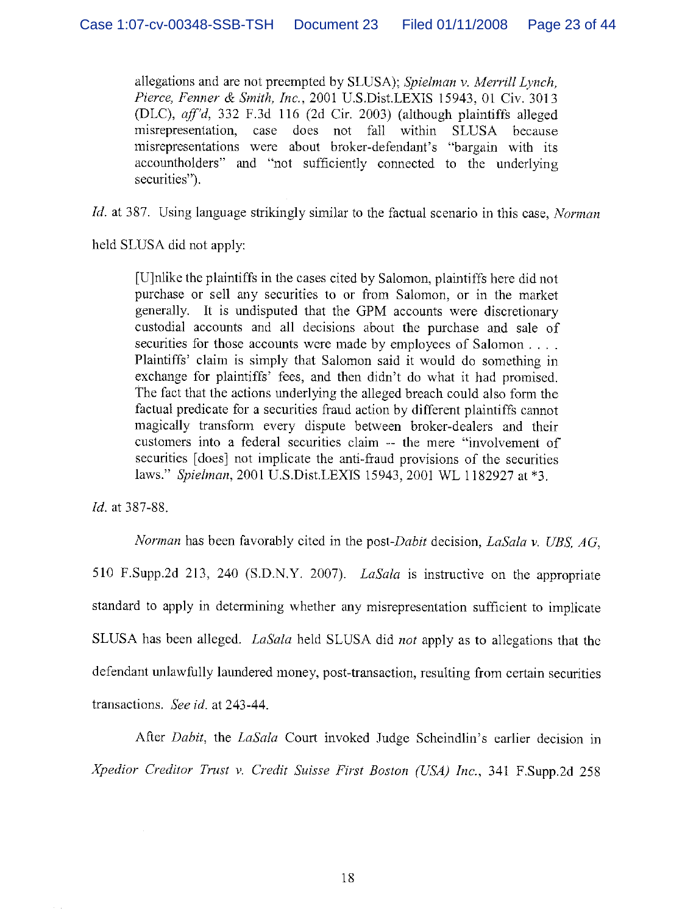> allegations and are not preempted by SLUSA); *Spielman v. Merrill Lynch, Pierce, Fenner & Smith, Inc.*, 2001 U.S.Dist.LEXIS 15943, 01 Civ. 3013 (DLC), *aff'd*, 332 F.3d 116 (2d Cir. 2003) (although plaintiffs alleged misrepresentation, case does not fall within SLUSA because misrepresentations were about broker-defendant's "bargain with its accountholders" and "not sufficiently connected to the underlying securities").

*Id.* at 387. Using language strikingly similar to the factual scenario in this case, *Norman* held SLUSA did not apply:

> [U]nlike the plaintiffs in the cases cited by Salomon, plaintiffs here did not purchase or sell any securities to or from Salomon, or in the market generally. It is undisputed that the GPM accounts were discretionary custodial accounts and all decisions about the purchase and sale of securities for those accounts were made by employees of Salomon . . . . Plaintiffs' claim is simply that Salomon said it would do something in exchange for plaintiffs' fees, and then didn't do what it had promised. The fact that the actions underlying the alleged breach could also form the factual predicate for a securities fraud action by different plaintiffs cannot magically transform every dispute between broker-dealers and their customers into a federal securities claim -- the mere "involvement of securities [does] not implicate the anti-fraud provisions of the securities laws." *Spielman*, 2001 U.S.Dist.LEXIS 15943, 2001 WL 1182927 at *3.

*Id.* at 387-88.

*Norman* has been favorably cited in the post-*Dabit* decision, *LaSala v. UBS, AG*, 510 F.Supp.2d 213, 240 (S.D.N.Y. 2007). *LaSala* is instructive on the appropriate standard to apply in determining whether any misrepresentation sufficient to implicate SLUSA has been alleged. *LaSala* held SLUSA did *not* apply as to allegations that the defendant unlawfully laundered money, post-transaction, resulting from certain securities transactions. *See id.* at 243-44.

After *Dabit*, the *LaSala* Court invoked Judge Scheindlin's earlier decision in *Xpedior Creditor Trust v. Credit Suisse First Boston (USA) Inc.*, 341 F.Supp.2d 258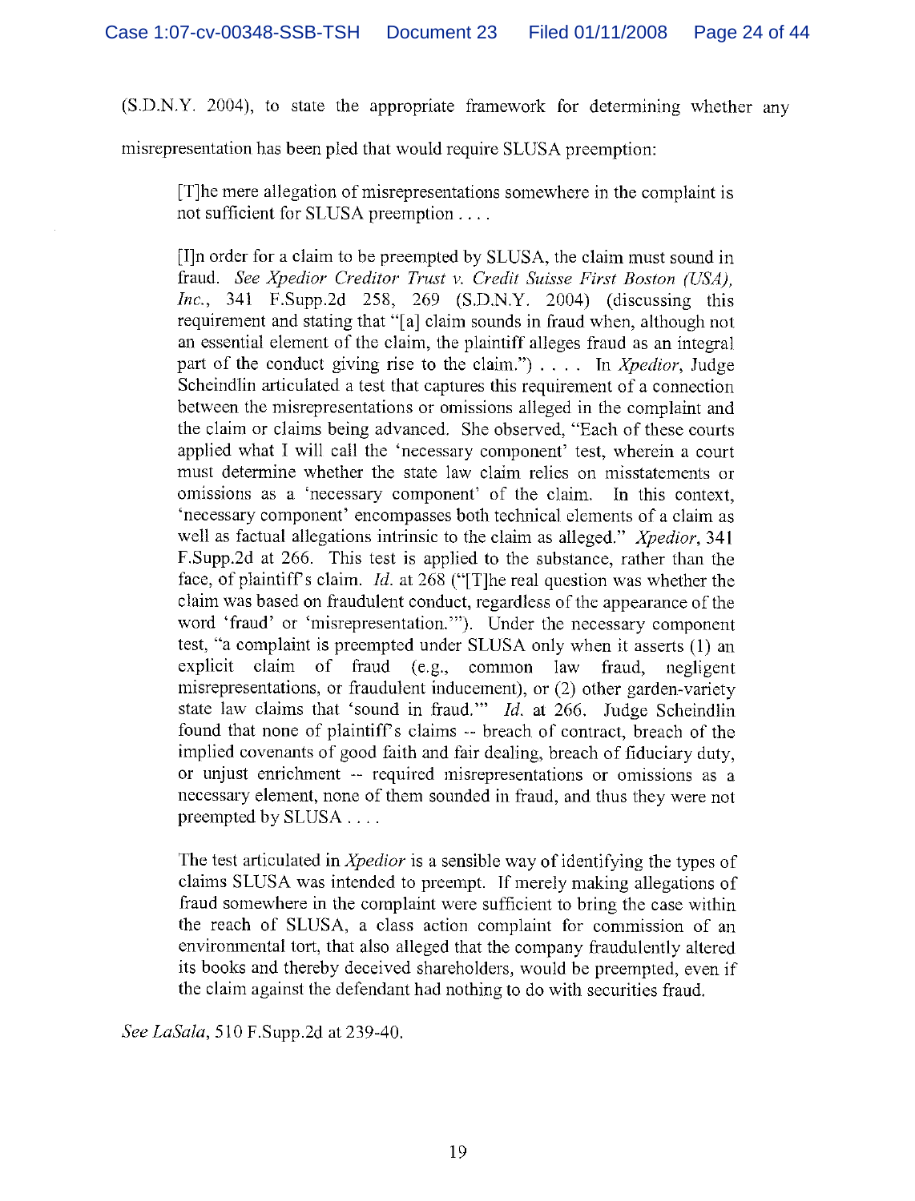(S.D.N.Y. 2004), to state the appropriate framework for determining whether any misrepresentation has been pled that would require SLUSA preemption:

> [T]he mere allegation of misrepresentations somewhere in the complaint is not sufficient for SLUSA preemption . . . .
>
> [I]n order for a claim to be preempted by SLUSA, the claim must sound in fraud. *See Xpedior Creditor Trust v. Credit Suisse First Boston (USA), Inc.*, 341 F.Supp.2d 258, 269 (S.D.N.Y. 2004) (discussing this requirement and stating that "[a] claim sounds in fraud when, although not an essential element of the claim, the plaintiff alleges fraud as an integral part of the conduct giving rise to the claim.") . . . . In *Xpedior*, Judge Scheindlin articulated a test that captures this requirement of a connection between the misrepresentations or omissions alleged in the complaint and the claim or claims being advanced. She observed, "Each of these courts applied what I will call the 'necessary component' test, wherein a court must determine whether the state law claim relies on misstatements or omissions as a 'necessary component' of the claim. In this context, 'necessary component' encompasses both technical elements of a claim as well as factual allegations intrinsic to the claim as alleged." *Xpedior*, 341 F.Supp.2d at 266. This test is applied to the substance, rather than the face, of plaintiff's claim. *Id.* at 268 ("[T]he real question was whether the claim was based on fraudulent conduct, regardless of the appearance of the word 'fraud' or 'misrepresentation.'"). Under the necessary component test, "a complaint is preempted under SLUSA only when it asserts (1) an explicit claim of fraud (e.g., common law fraud, negligent misrepresentations, or fraudulent inducement), or (2) other garden-variety state law claims that 'sound in fraud.'" *Id.* at 266. Judge Scheindlin found that none of plaintiff's claims -- breach of contract, breach of the implied covenants of good faith and fair dealing, breach of fiduciary duty, or unjust enrichment -- required misrepresentations or omissions as a necessary element, none of them sounded in fraud, and thus they were not preempted by SLUSA . . . .
>
> The test articulated in *Xpedior* is a sensible way of identifying the types of claims SLUSA was intended to preempt. If merely making allegations of fraud somewhere in the complaint were sufficient to bring the case within the reach of SLUSA, a class action complaint for commission of an environmental tort, that also alleged that the company fraudulently altered its books and thereby deceived shareholders, would be preempted, even if the claim against the defendant had nothing to do with securities fraud.

*See LaSala*, 510 F.Supp.2d at 239-40.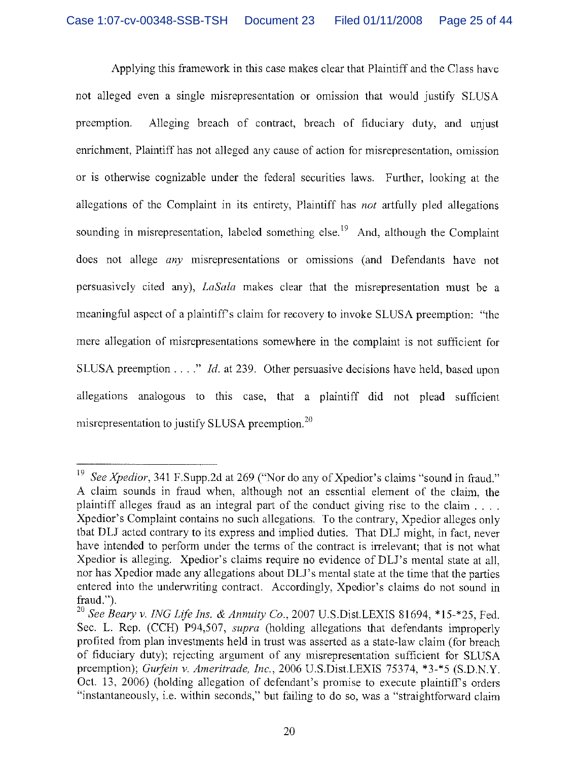Applying this framework in this case makes clear that Plaintiff and the Class have not alleged even a single misrepresentation or omission that would justify SLUSA preemption. Alleging breach of contract, breach of fiduciary duty, and unjust enrichment, Plaintiff has not alleged any cause of action for misrepresentation, omission or is otherwise cognizable under the federal securities laws. Further, looking at the allegations of the Complaint in its entirety, Plaintiff has *not* artfully pled allegations sounding in misrepresentation, labeled something else.[19] And, although the Complaint does not allege *any* misrepresentations or omissions (and Defendants have not persuasively cited any), *LaSala* makes clear that the misrepresentation must be a meaningful aspect of a plaintiff's claim for recovery to invoke SLUSA preemption: "the mere allegation of misrepresentations somewhere in the complaint is not sufficient for SLUSA preemption . . . ." *Id.* at 239. Other persuasive decisions have held, based upon allegations analogous to this case, that a plaintiff did not plead sufficient misrepresentation to justify SLUSA preemption.[20]

---

[19] *See Xpedior*, 341 F.Supp.2d at 269 ("Nor do any of Xpedior's claims "sound in fraud." A claim sounds in fraud when, although not an essential element of the claim, the plaintiff alleges fraud as an integral part of the conduct giving rise to the claim . . . . Xpedior's Complaint contains no such allegations. To the contrary, Xpedior alleges only that DLJ acted contrary to its express and implied duties. That DLJ might, in fact, never have intended to perform under the terms of the contract is irrelevant; that is not what Xpedior is alleging. Xpedior's claims require no evidence of DLJ's mental state at all, nor has Xpedior made any allegations about DLJ's mental state at the time that the parties entered into the underwriting contract. Accordingly, Xpedior's claims do not sound in fraud.").

[20] *See Beary v. ING Life Ins. & Annuity Co.*, 2007 U.S.Dist.LEXIS 81694, *15-*25, Fed. Sec. L. Rep. (CCH) P94,507, *supra* (holding allegations that defendants improperly profited from plan investments held in trust was asserted as a state-law claim (for breach of fiduciary duty); rejecting argument of any misrepresentation sufficient for SLUSA preemption); *Gurfein v. Ameritrade, Inc.*, 2006 U.S.Dist.LEXIS 75374, *3-*5 (S.D.N.Y. Oct. 13, 2006) (holding allegation of defendant's promise to execute plaintiff's orders "instantaneously, i.e. within seconds," but failing to do so, was a "straightforward claim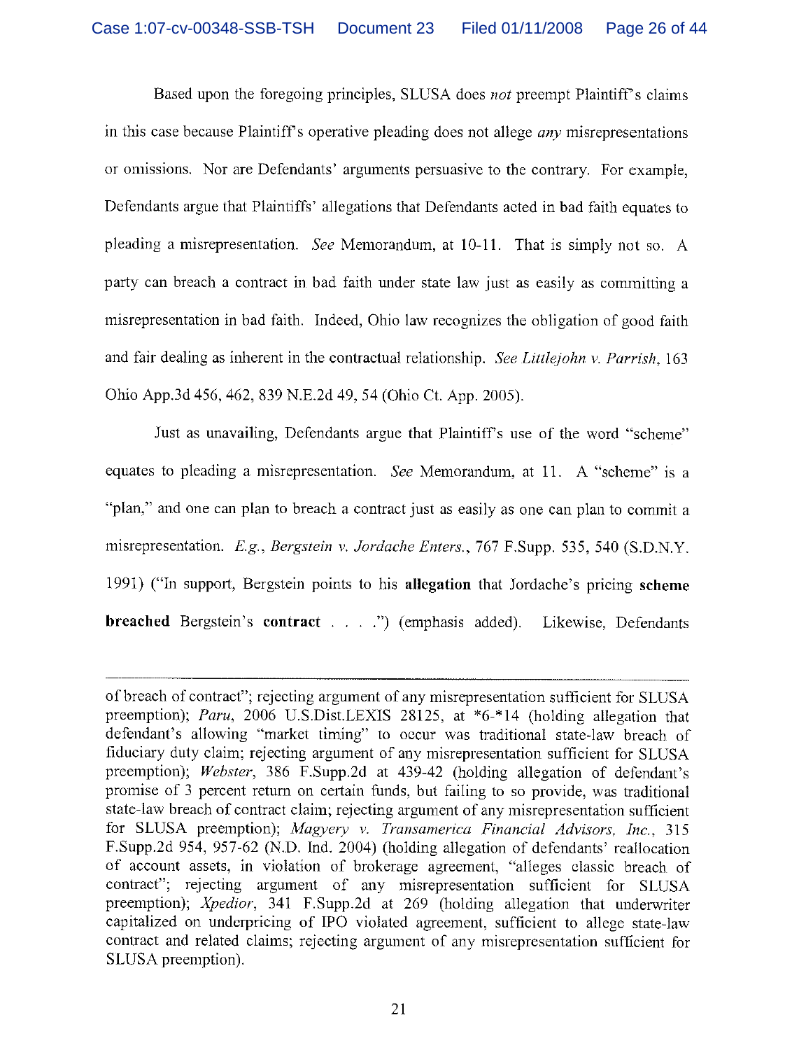Based upon the foregoing principles, SLUSA does *not* preempt Plaintiff's claims in this case because Plaintiff's operative pleading does not allege *any* misrepresentations or omissions. Nor are Defendants' arguments persuasive to the contrary. For example, Defendants argue that Plaintiffs' allegations that Defendants acted in bad faith equates to pleading a misrepresentation. *See* Memorandum, at 10-11. That is simply not so. A party can breach a contract in bad faith under state law just as easily as committing a misrepresentation in bad faith. Indeed, Ohio law recognizes the obligation of good faith and fair dealing as inherent in the contractual relationship. *See Littlejohn v. Parrish*, 163 Ohio App.3d 456, 462, 839 N.E.2d 49, 54 (Ohio Ct. App. 2005).

Just as unavailing, Defendants argue that Plaintiff's use of the word "scheme" equates to pleading a misrepresentation. *See* Memorandum, at 11. A "scheme" is a "plan," and one can plan to breach a contract just as easily as one can plan to commit a misrepresentation. *E.g., Bergstein v. Jordache Enters.*, 767 F.Supp. 535, 540 (S.D.N.Y. 1991) ("In support, Bergstein points to his **allegation** that Jordache's pricing **scheme breached** Bergstein's **contract** . . . .") (emphasis added). Likewise, Defendants

---

of breach of contract"; rejecting argument of any misrepresentation sufficient for SLUSA preemption); *Paru*, 2006 U.S.Dist.LEXIS 28125, at \*6-\*14 (holding allegation that defendant's allowing "market timing" to occur was traditional state-law breach of fiduciary duty claim; rejecting argument of any misrepresentation sufficient for SLUSA preemption); *Webster*, 386 F.Supp.2d at 439-42 (holding allegation of defendant's promise of 3 percent return on certain funds, but failing to so provide, was traditional state-law breach of contract claim; rejecting argument of any misrepresentation sufficient for SLUSA preemption); *Magyery v. Transamerica Financial Advisors, Inc.*, 315 F.Supp.2d 954, 957-62 (N.D. Ind. 2004) (holding allegation of defendants' reallocation of account assets, in violation of brokerage agreement, "alleges classic breach of contract"; rejecting argument of any misrepresentation sufficient for SLUSA preemption); *Xpedior*, 341 F.Supp.2d at 269 (holding allegation that underwriter capitalized on underpricing of IPO violated agreement, sufficient to allege state-law contract and related claims; rejecting argument of any misrepresentation sufficient for SLUSA preemption).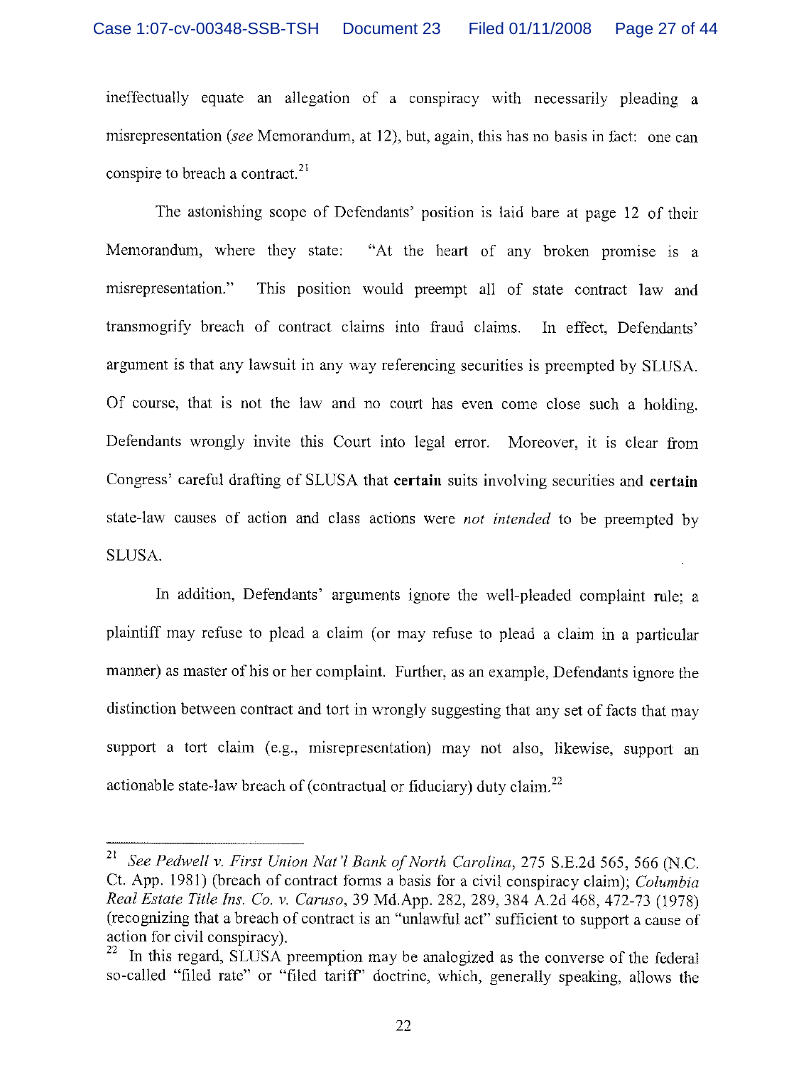ineffectually equate an allegation of a conspiracy with necessarily pleading a misrepresentation (*see* Memorandum, at 12), but, again, this has no basis in fact: one can conspire to breach a contract.[21]

The astonishing scope of Defendants' position is laid bare at page 12 of their Memorandum, where they state: "At the heart of any broken promise is a misrepresentation." This position would preempt all of state contract law and transmogrify breach of contract claims into fraud claims. In effect, Defendants' argument is that any lawsuit in any way referencing securities is preempted by SLUSA. Of course, that is not the law and no court has even come close such a holding. Defendants wrongly invite this Court into legal error. Moreover, it is clear from Congress' careful drafting of SLUSA that **certain** suits involving securities and **certain** state-law causes of action and class actions were *not intended* to be preempted by SLUSA.

In addition, Defendants' arguments ignore the well-pleaded complaint rule; a plaintiff may refuse to plead a claim (or may refuse to plead a claim in a particular manner) as master of his or her complaint. Further, as an example, Defendants ignore the distinction between contract and tort in wrongly suggesting that any set of facts that may support a tort claim (e.g., misrepresentation) may not also, likewise, support an actionable state-law breach of (contractual or fiduciary) duty claim.[22]

---

[21] *See Pedwell v. First Union Nat'l Bank of North Carolina*, 275 S.E.2d 565, 566 (N.C. Ct. App. 1981) (breach of contract forms a basis for a civil conspiracy claim); *Columbia Real Estate Title Ins. Co. v. Caruso*, 39 Md.App. 282, 289, 384 A.2d 468, 472-73 (1978) (recognizing that a breach of contract is an "unlawful act" sufficient to support a cause of action for civil conspiracy).

[22] In this regard, SLUSA preemption may be analogized as the converse of the federal so-called "filed rate" or "filed tariff" doctrine, which, generally speaking, allows the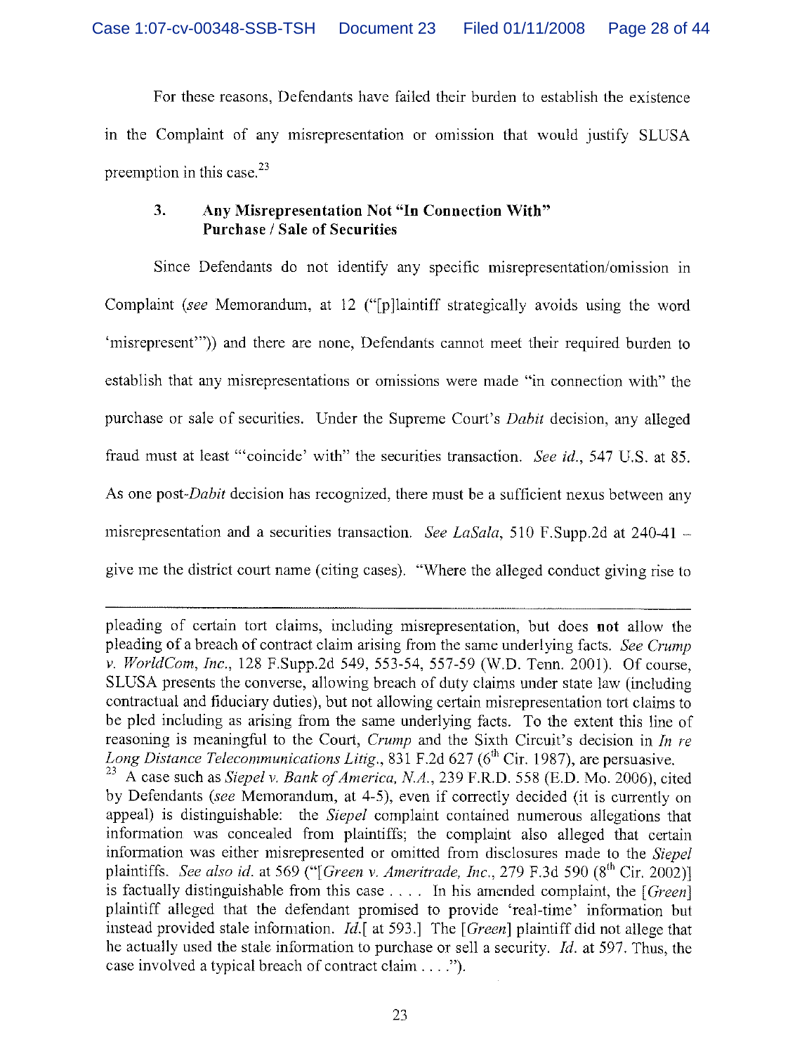For these reasons, Defendants have failed their burden to establish the existence in the Complaint of any misrepresentation or omission that would justify SLUSA preemption in this case.[23]

### 3. Any Misrepresentation Not "In Connection With" Purchase / Sale of Securities

Since Defendants do not identify any specific misrepresentation/omission in Complaint (*see* Memorandum, at 12 ("[p]laintiff strategically avoids using the word 'misrepresent'")) and there are none, Defendants cannot meet their required burden to establish that any misrepresentations or omissions were made "in connection with" the purchase or sale of securities. Under the Supreme Court's *Dabit* decision, any alleged fraud must at least "'coincide' with" the securities transaction. *See id.*, 547 U.S. at 85. As one post-*Dabit* decision has recognized, there must be a sufficient nexus between any misrepresentation and a securities transaction. *See LaSala*, 510 F.Supp.2d at 240-41 – give me the district court name (citing cases). "Where the alleged conduct giving rise to

---

pleading of certain tort claims, including misrepresentation, but does **not** allow the pleading of a breach of contract claim arising from the same underlying facts. *See Crump v. WorldCom, Inc.*, 128 F.Supp.2d 549, 553-54, 557-59 (W.D. Tenn. 2001). Of course, SLUSA presents the converse, allowing breach of duty claims under state law (including contractual and fiduciary duties), but not allowing certain misrepresentation tort claims to be pled including as arising from the same underlying facts. To the extent this line of reasoning is meaningful to the Court, *Crump* and the Sixth Circuit's decision in *In re Long Distance Telecommunications Litig.*, 831 F.2d 627 (6th Cir. 1987), are persuasive.

[23] A case such as *Siepel v. Bank of America, N.A.*, 239 F.R.D. 558 (E.D. Mo. 2006), cited by Defendants (*see* Memorandum, at 4-5), even if correctly decided (it is currently on appeal) is distinguishable: the *Siepel* complaint contained numerous allegations that information was concealed from plaintiffs; the complaint also alleged that certain information was either misrepresented or omitted from disclosures made to the *Siepel* plaintiffs. *See also id.* at 569 ("[*Green v. Ameritrade, Inc.*, 279 F.3d 590 (8th Cir. 2002)] is factually distinguishable from this case . . . . In his amended complaint, the [*Green*] plaintiff alleged that the defendant promised to provide 'real-time' information but instead provided stale information. *Id.*[ at 593.] The [*Green*] plaintiff did not allege that he actually used the stale information to purchase or sell a security. *Id.* at 597. Thus, the case involved a typical breach of contract claim . . . .").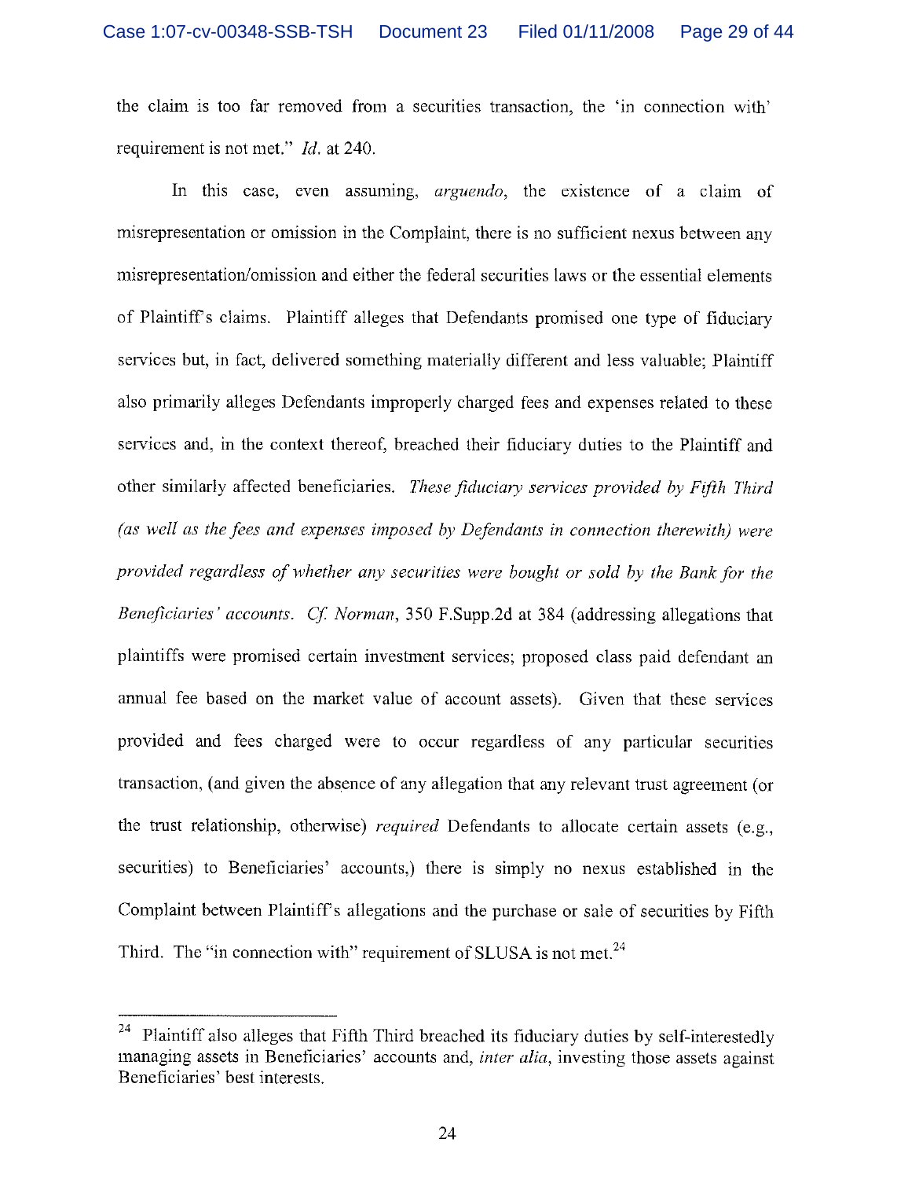the claim is too far removed from a securities transaction, the 'in connection with' requirement is not met." *Id.* at 240.

In this case, even assuming, *arguendo*, the existence of a claim of misrepresentation or omission in the Complaint, there is no sufficient nexus between any misrepresentation/omission and either the federal securities laws or the essential elements of Plaintiff's claims. Plaintiff alleges that Defendants promised one type of fiduciary services but, in fact, delivered something materially different and less valuable; Plaintiff also primarily alleges Defendants improperly charged fees and expenses related to these services and, in the context thereof, breached their fiduciary duties to the Plaintiff and other similarly affected beneficiaries. *These fiduciary services provided by Fifth Third (as well as the fees and expenses imposed by Defendants in connection therewith) were provided regardless of whether any securities were bought or sold by the Bank for the Beneficiaries' accounts.* *Cf. Norman*, 350 F.Supp.2d at 384 (addressing allegations that plaintiffs were promised certain investment services; proposed class paid defendant an annual fee based on the market value of account assets). Given that these services provided and fees charged were to occur regardless of any particular securities transaction, (and given the absence of any allegation that any relevant trust agreement (or the trust relationship, otherwise) *required* Defendants to allocate certain assets (e.g., securities) to Beneficiaries' accounts,) there is simply no nexus established in the Complaint between Plaintiff's allegations and the purchase or sale of securities by Fifth Third. The "in connection with" requirement of SLUSA is not met.[24]

---

[24] Plaintiff also alleges that Fifth Third breached its fiduciary duties by self-interestedly managing assets in Beneficiaries' accounts and, *inter alia*, investing those assets against Beneficiaries' best interests.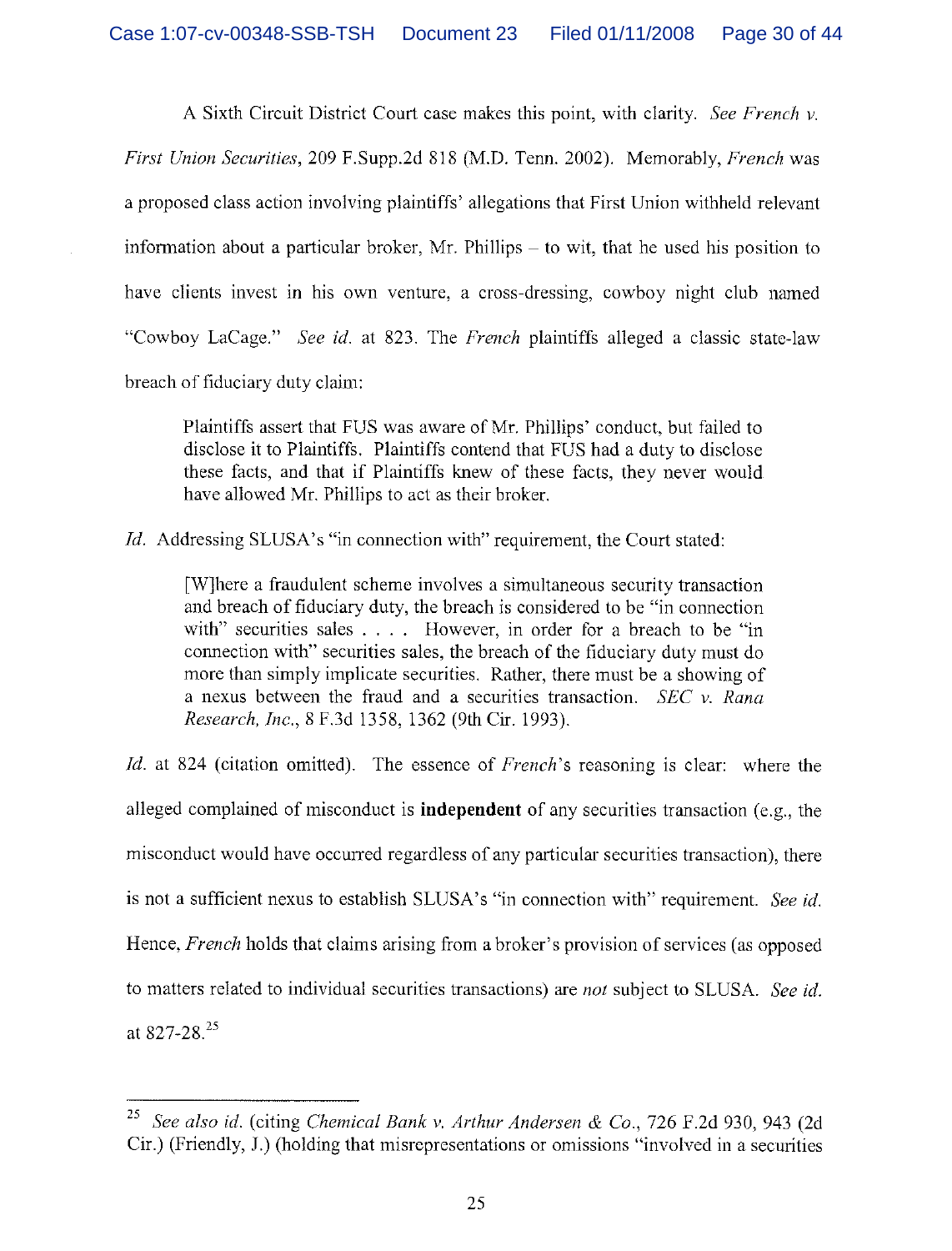A Sixth Circuit District Court case makes this point, with clarity. *See French v. First Union Securities*, 209 F.Supp.2d 818 (M.D. Tenn. 2002). Memorably, *French* was a proposed class action involving plaintiffs' allegations that First Union withheld relevant information about a particular broker, Mr. Phillips – to wit, that he used his position to have clients invest in his own venture, a cross-dressing, cowboy night club named "Cowboy LaCage." *See id.* at 823. The *French* plaintiffs alleged a classic state-law breach of fiduciary duty claim:

> Plaintiffs assert that FUS was aware of Mr. Phillips' conduct, but failed to disclose it to Plaintiffs. Plaintiffs contend that FUS had a duty to disclose these facts, and that if Plaintiffs knew of these facts, they never would have allowed Mr. Phillips to act as their broker.

*Id.* Addressing SLUSA's "in connection with" requirement, the Court stated:

> [W]here a fraudulent scheme involves a simultaneous security transaction and breach of fiduciary duty, the breach is considered to be "in connection with" securities sales . . . . However, in order for a breach to be "in connection with" securities sales, the breach of the fiduciary duty must do more than simply implicate securities. Rather, there must be a showing of a nexus between the fraud and a securities transaction. *SEC v. Rana Research, Inc.*, 8 F.3d 1358, 1362 (9th Cir. 1993).

*Id.* at 824 (citation omitted). The essence of *French*'s reasoning is clear: where the alleged complained of misconduct is **independent** of any securities transaction (e.g., the misconduct would have occurred regardless of any particular securities transaction), there is not a sufficient nexus to establish SLUSA's "in connection with" requirement. *See id.* Hence, *French* holds that claims arising from a broker's provision of services (as opposed to matters related to individual securities transactions) are *not* subject to SLUSA. *See id.* at 827-28.[25]

[25] *See also id.* (citing *Chemical Bank v. Arthur Andersen & Co.*, 726 F.2d 930, 943 (2d Cir.) (Friendly, J.) (holding that misrepresentations or omissions "involved in a securities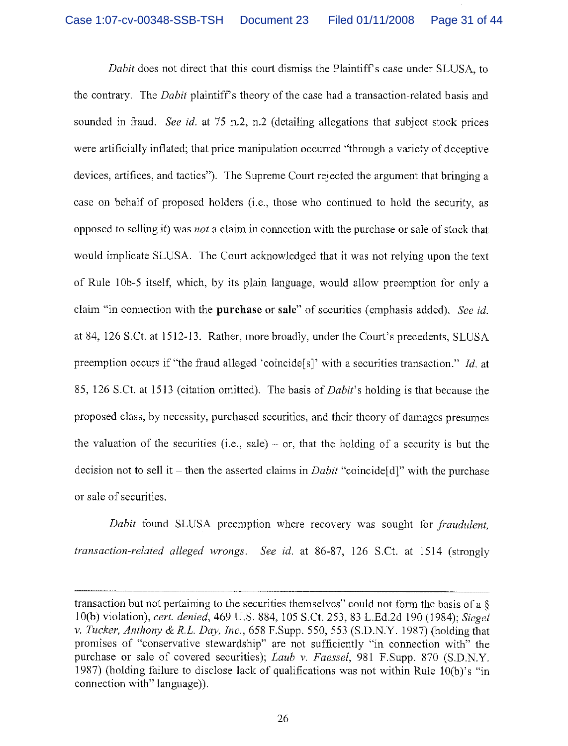*Dabit* does not direct that this court dismiss the Plaintiff's case under SLUSA, to the contrary. The *Dabit* plaintiff's theory of the case had a transaction-related basis and sounded in fraud. *See id.* at 75 n.2, n.2 (detailing allegations that subject stock prices were artificially inflated; that price manipulation occurred "through a variety of deceptive devices, artifices, and tactics"). The Supreme Court rejected the argument that bringing a case on behalf of proposed holders (i.e., those who continued to hold the security, as opposed to selling it) was *not* a claim in connection with the purchase or sale of stock that would implicate SLUSA. The Court acknowledged that it was not relying upon the text of Rule 10b-5 itself, which, by its plain language, would allow preemption for only a claim "in connection with the **purchase** or **sale**" of securities (emphasis added). *See id.* at 84, 126 S.Ct. at 1512-13. Rather, more broadly, under the Court's precedents, SLUSA preemption occurs if "the fraud alleged 'coincide[s]' with a securities transaction." *Id.* at 85, 126 S.Ct. at 1513 (citation omitted). The basis of *Dabit*'s holding is that because the proposed class, by necessity, purchased securities, and their theory of damages presumes the valuation of the securities (i.e., sale) – or, that the holding of a security is but the decision not to sell it – then the asserted claims in *Dabit* "coincide[d]" with the purchase or sale of securities.

*Dabit* found SLUSA preemption where recovery was sought for *fraudulent, transaction-related alleged wrongs*. *See id.* at 86-87, 126 S.Ct. at 1514 (strongly

---

transaction but not pertaining to the securities themselves" could not form the basis of a § 10(b) violation), *cert. denied*, 469 U.S. 884, 105 S.Ct. 253, 83 L.Ed.2d 190 (1984); *Siegel v. Tucker, Anthony & R.L. Day, Inc.*, 658 F.Supp. 550, 553 (S.D.N.Y. 1987) (holding that promises of "conservative stewardship" are not sufficiently "in connection with" the purchase or sale of covered securities); *Laub v. Faessel*, 981 F.Supp. 870 (S.D.N.Y. 1987) (holding failure to disclose lack of qualifications was not within Rule 10(b)'s "in connection with" language)).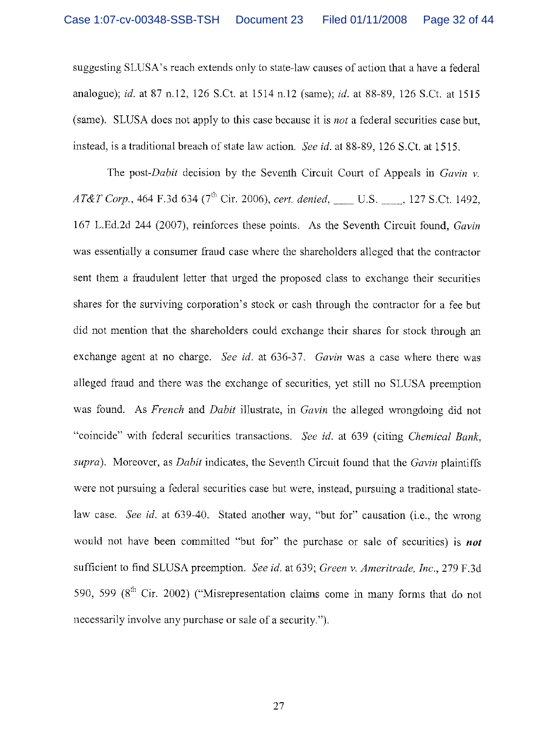suggesting SLUSA's reach extends only to state-law causes of action that a have a federal analogue); *id.* at 87 n.12, 126 S.Ct. at 1514 n.12 (same); *id.* at 88-89, 126 S.Ct. at 1515 (same). SLUSA does not apply to this case because it is *not* a federal securities case but, instead, is a traditional breach of state law action. *See id.* at 88-89, 126 S.Ct. at 1515.

The post-*Dabit* decision by the Seventh Circuit Court of Appeals in *Gavin v. AT&T Corp.*, 464 F.3d 634 (7th Cir. 2006), *cert. denied*, ____ U.S. ____, 127 S.Ct. 1492, 167 L.Ed.2d 244 (2007), reinforces these points. As the Seventh Circuit found, *Gavin* was essentially a consumer fraud case where the shareholders alleged that the contractor sent them a fraudulent letter that urged the proposed class to exchange their securities shares for the surviving corporation's stock or cash through the contractor for a fee but did not mention that the shareholders could exchange their shares for stock through an exchange agent at no charge. *See id.* at 636-37. *Gavin* was a case where there was alleged fraud and there was the exchange of securities, yet still no SLUSA preemption was found. As *French* and *Dabit* illustrate, in *Gavin* the alleged wrongdoing did not "coincide" with federal securities transactions. *See id.* at 639 (citing *Chemical Bank, supra*). Moreover, as *Dabit* indicates, the Seventh Circuit found that the *Gavin* plaintiffs were not pursuing a federal securities case but were, instead, pursuing a traditional state-law case. *See id.* at 639-40. Stated another way, "but for" causation (i.e., the wrong would not have been committed "but for" the purchase or sale of securities) is ***not*** sufficient to find SLUSA preemption. *See id.* at 639; *Green v. Ameritrade, Inc.*, 279 F.3d 590, 599 (8th Cir. 2002) ("Misrepresentation claims come in many forms that do not necessarily involve any purchase or sale of a security.").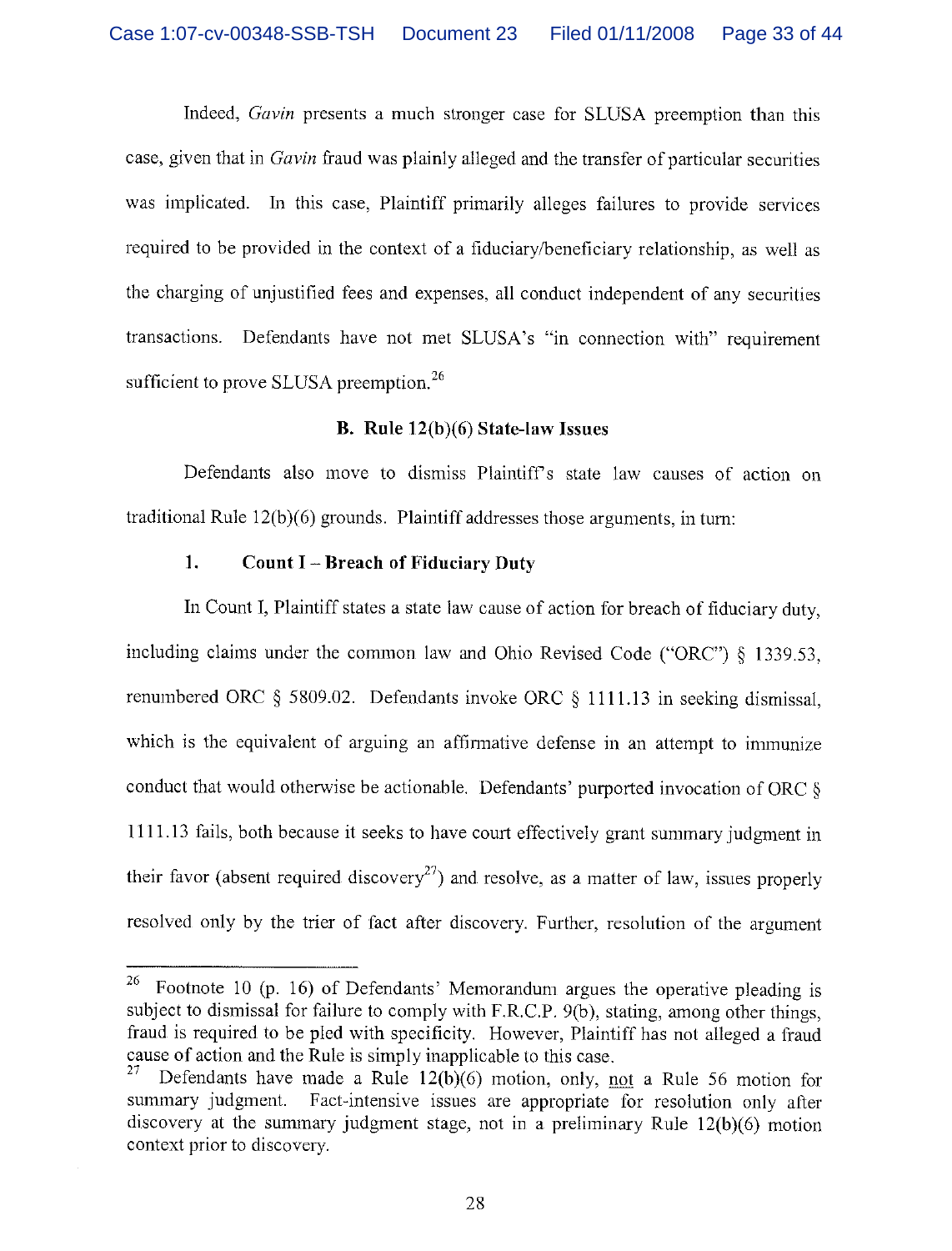Indeed, *Gavin* presents a much stronger case for SLUSA preemption than this case, given that in *Gavin* fraud was plainly alleged and the transfer of particular securities was implicated. In this case, Plaintiff primarily alleges failures to provide services required to be provided in the context of a fiduciary/beneficiary relationship, as well as the charging of unjustified fees and expenses, all conduct independent of any securities transactions. Defendants have not met SLUSA's "in connection with" requirement sufficient to prove SLUSA preemption.[26]

### B. Rule 12(b)(6) State-law Issues

Defendants also move to dismiss Plaintiff's state law causes of action on traditional Rule 12(b)(6) grounds. Plaintiff addresses those arguments, in turn:

#### 1. Count I – Breach of Fiduciary Duty

In Count I, Plaintiff states a state law cause of action for breach of fiduciary duty, including claims under the common law and Ohio Revised Code ("ORC") § 1339.53, renumbered ORC § 5809.02. Defendants invoke ORC § 1111.13 in seeking dismissal, which is the equivalent of arguing an affirmative defense in an attempt to immunize conduct that would otherwise be actionable. Defendants' purported invocation of ORC § 1111.13 fails, both because it seeks to have court effectively grant summary judgment in their favor (absent required discovery[27]) and resolve, as a matter of law, issues properly resolved only by the trier of fact after discovery. Further, resolution of the argument

---

[26] Footnote 10 (p. 16) of Defendants' Memorandum argues the operative pleading is subject to dismissal for failure to comply with F.R.C.P. 9(b), stating, among other things, fraud is required to be pled with specificity. However, Plaintiff has not alleged a fraud cause of action and the Rule is simply inapplicable to this case.

[27] Defendants have made a Rule 12(b)(6) motion, only, <u>not</u> a Rule 56 motion for summary judgment. Fact-intensive issues are appropriate for resolution only after discovery at the summary judgment stage, not in a preliminary Rule 12(b)(6) motion context prior to discovery.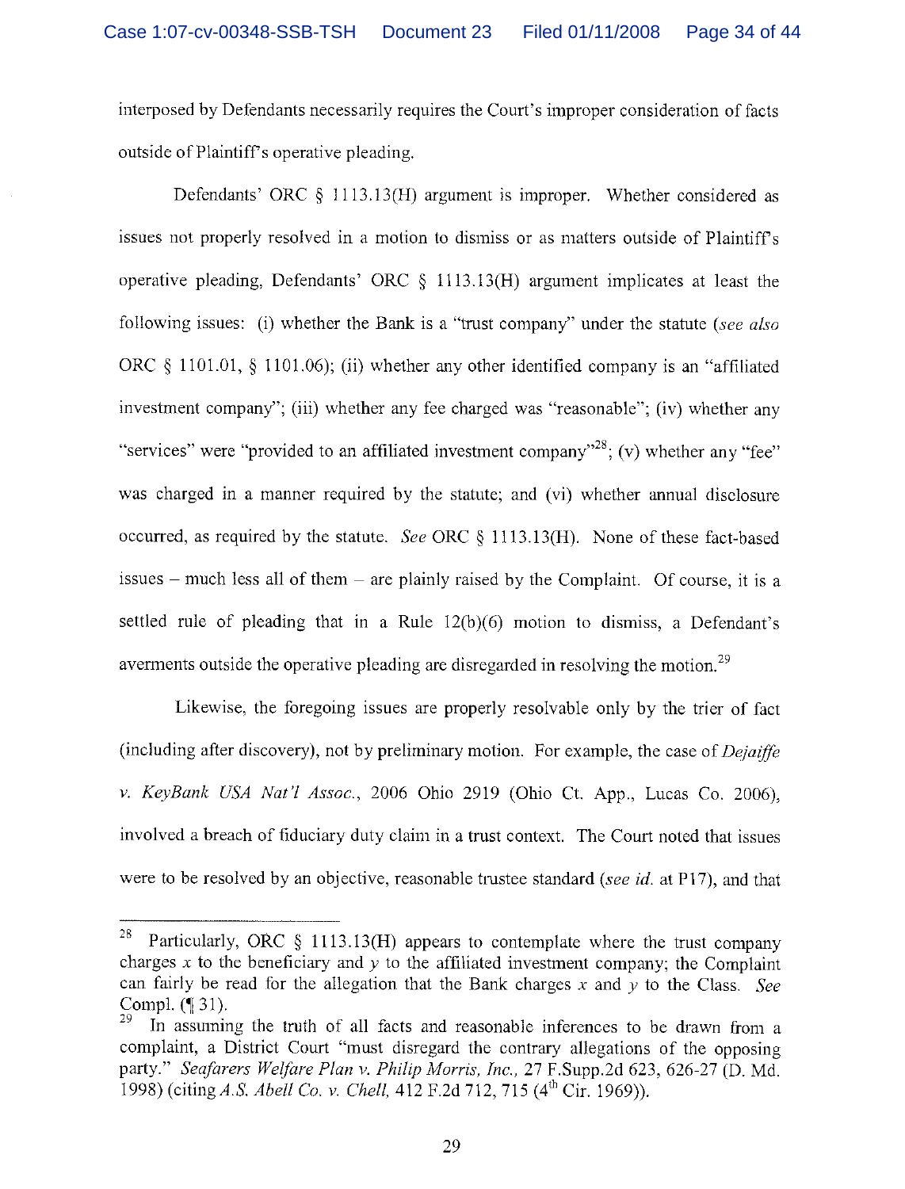interposed by Defendants necessarily requires the Court's improper consideration of facts outside of Plaintiff's operative pleading.

Defendants' ORC § 1113.13(H) argument is improper. Whether considered as issues not properly resolved in a motion to dismiss or as matters outside of Plaintiff's operative pleading, Defendants' ORC § 1113.13(H) argument implicates at least the following issues: (i) whether the Bank is a "trust company" under the statute (*see also* ORC § 1101.01, § 1101.06); (ii) whether any other identified company is an "affiliated investment company"; (iii) whether any fee charged was "reasonable"; (iv) whether any "services" were "provided to an affiliated investment company"[28]; (v) whether any "fee" was charged in a manner required by the statute; and (vi) whether annual disclosure occurred, as required by the statute. *See* ORC § 1113.13(H). None of these fact-based issues – much less all of them – are plainly raised by the Complaint. Of course, it is a settled rule of pleading that in a Rule 12(b)(6) motion to dismiss, a Defendant's averments outside the operative pleading are disregarded in resolving the motion.[29]

Likewise, the foregoing issues are properly resolvable only by the trier of fact (including after discovery), not by preliminary motion. For example, the case of *Dejaiffe v. KeyBank USA Nat'l Assoc.*, 2006 Ohio 2919 (Ohio Ct. App., Lucas Co. 2006), involved a breach of fiduciary duty claim in a trust context. The Court noted that issues were to be resolved by an objective, reasonable trustee standard (*see id.* at P17), and that

---

[28] Particularly, ORC § 1113.13(H) appears to contemplate where the trust company charges $x$ to the beneficiary and $y$ to the affiliated investment company; the Complaint can fairly be read for the allegation that the Bank charges $x$ and $y$ to the Class. *See* Compl. (¶ 31).

[29] In assuming the truth of all facts and reasonable inferences to be drawn from a complaint, a District Court "must disregard the contrary allegations of the opposing party." *Seafarers Welfare Plan v. Philip Morris, Inc.*, 27 F.Supp.2d 623, 626-27 (D. Md. 1998) (citing *A.S. Abell Co. v. Chell*, 412 F.2d 712, 715 (4th Cir. 1969)).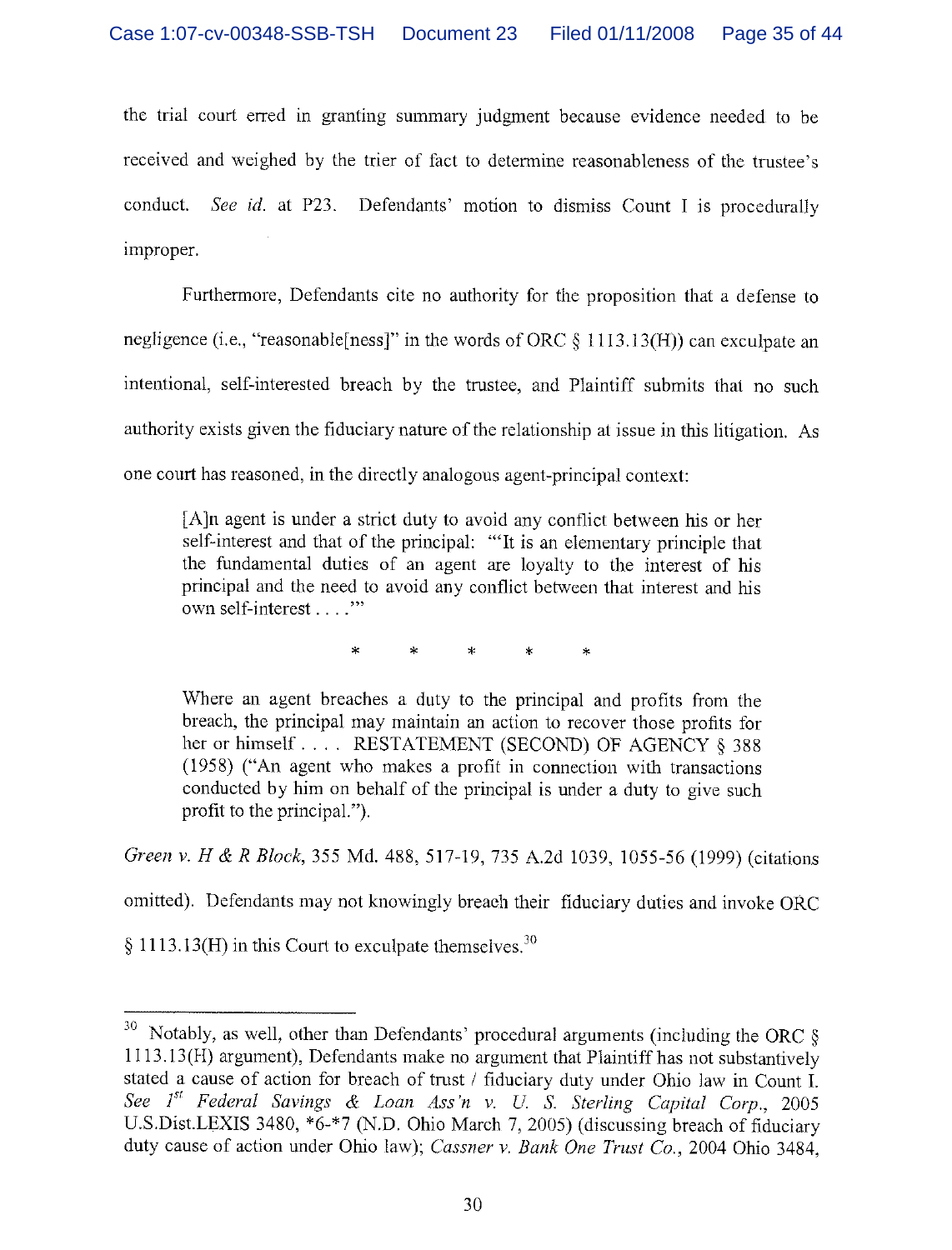the trial court erred in granting summary judgment because evidence needed to be received and weighed by the trier of fact to determine reasonableness of the trustee's conduct. *See id.* at P23. Defendants' motion to dismiss Count I is procedurally improper.

Furthermore, Defendants cite no authority for the proposition that a defense to negligence (i.e., "reasonable[ness]" in the words of ORC § 1113.13(H)) can exculpate an intentional, self-interested breach by the trustee, and Plaintiff submits that no such authority exists given the fiduciary nature of the relationship at issue in this litigation. As one court has reasoned, in the directly analogous agent-principal context:

> [A]n agent is under a strict duty to avoid any conflict between his or her self-interest and that of the principal: "'It is an elementary principle that the fundamental duties of an agent are loyalty to the interest of his principal and the need to avoid any conflict between that interest and his own self-interest . . . .'"
>
> \* \* \* \* \*
>
> Where an agent breaches a duty to the principal and profits from the breach, the principal may maintain an action to recover those profits for her or himself . . . . RESTATEMENT (SECOND) OF AGENCY § 388 (1958) ("An agent who makes a profit in connection with transactions conducted by him on behalf of the principal is under a duty to give such profit to the principal.").

*Green v. H & R Block*, 355 Md. 488, 517-19, 735 A.2d 1039, 1055-56 (1999) (citations omitted). Defendants may not knowingly breach their fiduciary duties and invoke ORC § 1113.13(H) in this Court to exculpate themselves.[30]

---

[30] Notably, as well, other than Defendants' procedural arguments (including the ORC § 1113.13(H) argument), Defendants make no argument that Plaintiff has not substantively stated a cause of action for breach of trust / fiduciary duty under Ohio law in Count I. *See 1st Federal Savings & Loan Ass'n v. U. S. Sterling Capital Corp.*, 2005 U.S.Dist.LEXIS 3480, \*6-\*7 (N.D. Ohio March 7, 2005) (discussing breach of fiduciary duty cause of action under Ohio law); *Cassner v. Bank One Trust Co.*, 2004 Ohio 3484,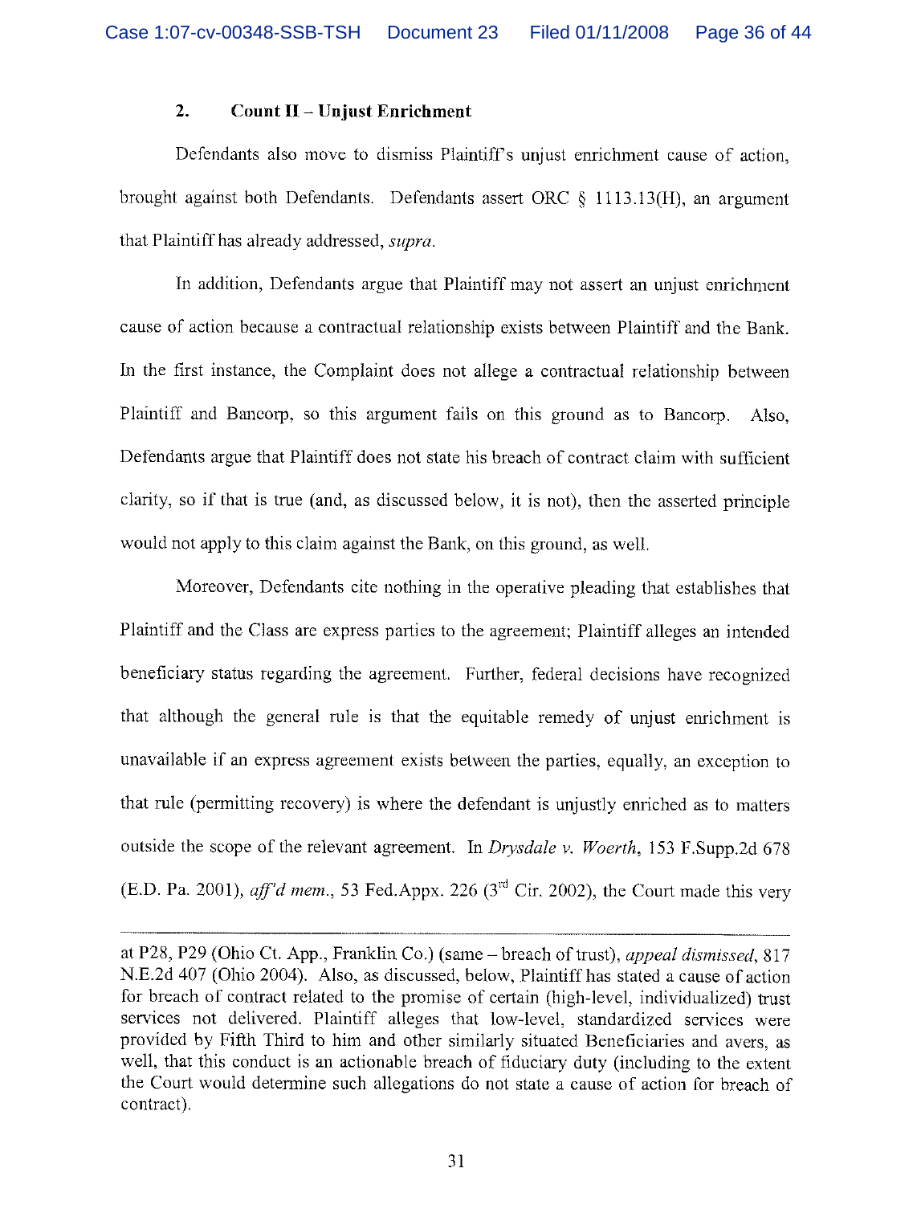### 2. Count II – Unjust Enrichment

Defendants also move to dismiss Plaintiff's unjust enrichment cause of action, brought against both Defendants. Defendants assert ORC § 1113.13(H), an argument that Plaintiff has already addressed, *supra*.

In addition, Defendants argue that Plaintiff may not assert an unjust enrichment cause of action because a contractual relationship exists between Plaintiff and the Bank. In the first instance, the Complaint does not allege a contractual relationship between Plaintiff and Bancorp, so this argument fails on this ground as to Bancorp. Also, Defendants argue that Plaintiff does not state his breach of contract claim with sufficient clarity, so if that is true (and, as discussed below, it is not), then the asserted principle would not apply to this claim against the Bank, on this ground, as well.

Moreover, Defendants cite nothing in the operative pleading that establishes that Plaintiff and the Class are express parties to the agreement; Plaintiff alleges an intended beneficiary status regarding the agreement. Further, federal decisions have recognized that although the general rule is that the equitable remedy of unjust enrichment is unavailable if an express agreement exists between the parties, equally, an exception to that rule (permitting recovery) is where the defendant is unjustly enriched as to matters outside the scope of the relevant agreement. In *Drysdale v. Woerth*, 153 F.Supp.2d 678 (E.D. Pa. 2001), *aff'd mem.*, 53 Fed.Appx. 226 (3rd Cir. 2002), the Court made this very

---

at P28, P29 (Ohio Ct. App., Franklin Co.) (same – breach of trust), *appeal dismissed*, 817 N.E.2d 407 (Ohio 2004). Also, as discussed, below, Plaintiff has stated a cause of action for breach of contract related to the promise of certain (high-level, individualized) trust services not delivered. Plaintiff alleges that low-level, standardized services were provided by Fifth Third to him and other similarly situated Beneficiaries and avers, as well, that this conduct is an actionable breach of fiduciary duty (including to the extent the Court would determine such allegations do not state a cause of action for breach of contract).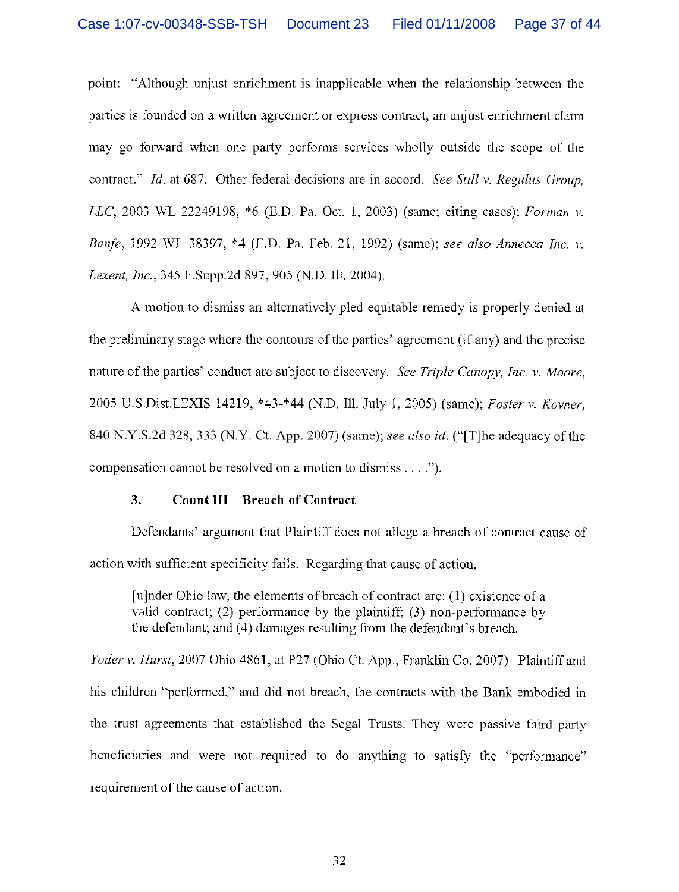point: "Although unjust enrichment is inapplicable when the relationship between the parties is founded on a written agreement or express contract, an unjust enrichment claim may go forward when one party performs services wholly outside the scope of the contract." *Id.* at 687. Other federal decisions are in accord. *See Still v. Regulus Group, LLC*, 2003 WL 22249198, *6 (E.D. Pa. Oct. 1, 2003) (same; citing cases); *Forman v. Banfe*, 1992 WL 38397, *4 (E.D. Pa. Feb. 21, 1992) (same); *see also Annecca Inc. v. Lexent, Inc.*, 345 F.Supp.2d 897, 905 (N.D. Ill. 2004).

A motion to dismiss an alternatively pled equitable remedy is properly denied at the preliminary stage where the contours of the parties' agreement (if any) and the precise nature of the parties' conduct are subject to discovery. *See Triple Canopy, Inc. v. Moore*, 2005 U.S.Dist.LEXIS 14219, *43-*44 (N.D. Ill. July 1, 2005) (same); *Foster v. Kovner*, 840 N.Y.S.2d 328, 333 (N.Y. Ct. App. 2007) (same); *see also id.* ("[T]he adequacy of the compensation cannot be resolved on a motion to dismiss . . . .").

### 3. Count III – Breach of Contract

Defendants' argument that Plaintiff does not allege a breach of contract cause of action with sufficient specificity fails. Regarding that cause of action,

> [u]nder Ohio law, the elements of breach of contract are: (1) existence of a valid contract; (2) performance by the plaintiff; (3) non-performance by the defendant; and (4) damages resulting from the defendant's breach.

*Yoder v. Hurst*, 2007 Ohio 4861, at P27 (Ohio Ct. App., Franklin Co. 2007). Plaintiff and his children "performed," and did not breach, the contracts with the Bank embodied in the trust agreements that established the Segal Trusts. They were passive third party beneficiaries and were not required to do anything to satisfy the "performance" requirement of the cause of action.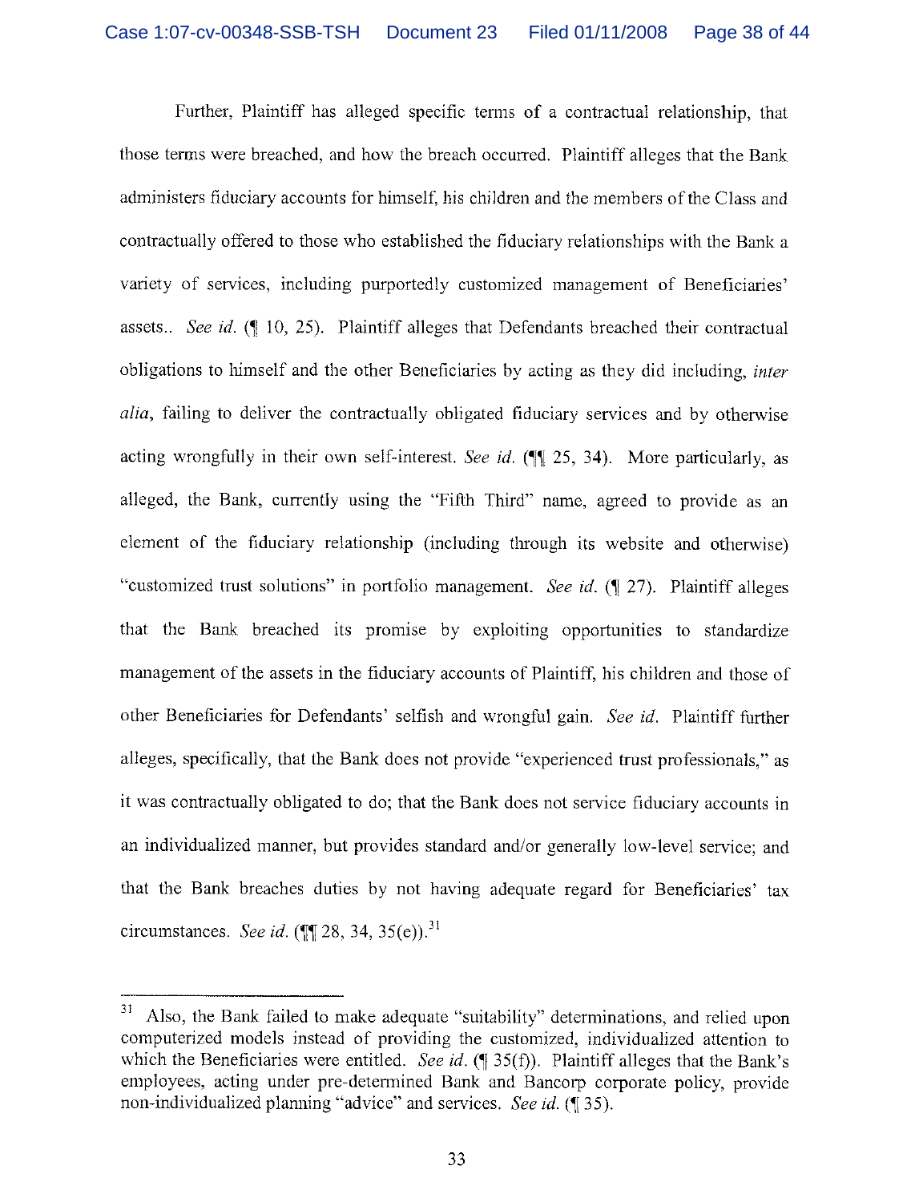Further, Plaintiff has alleged specific terms of a contractual relationship, that those terms were breached, and how the breach occurred. Plaintiff alleges that the Bank administers fiduciary accounts for himself, his children and the members of the Class and contractually offered to those who established the fiduciary relationships with the Bank a variety of services, including purportedly customized management of Beneficiaries' assets.. *See id.* (¶ 10, 25). Plaintiff alleges that Defendants breached their contractual obligations to himself and the other Beneficiaries by acting as they did including, *inter alia*, failing to deliver the contractually obligated fiduciary services and by otherwise acting wrongfully in their own self-interest. *See id.* (¶¶ 25, 34). More particularly, as alleged, the Bank, currently using the "Fifth Third" name, agreed to provide as an element of the fiduciary relationship (including through its website and otherwise) "customized trust solutions" in portfolio management. *See id.* (¶ 27). Plaintiff alleges that the Bank breached its promise by exploiting opportunities to standardize management of the assets in the fiduciary accounts of Plaintiff, his children and those of other Beneficiaries for Defendants' selfish and wrongful gain. *See id.* Plaintiff further alleges, specifically, that the Bank does not provide "experienced trust professionals," as it was contractually obligated to do; that the Bank does not service fiduciary accounts in an individualized manner, but provides standard and/or generally low-level service; and that the Bank breaches duties by not having adequate regard for Beneficiaries' tax circumstances. *See id.* (¶¶ 28, 34, 35(e)).[31]

---

[31] Also, the Bank failed to make adequate "suitability" determinations, and relied upon computerized models instead of providing the customized, individualized attention to which the Beneficiaries were entitled. *See id.* (¶ 35(f)). Plaintiff alleges that the Bank's employees, acting under pre-determined Bank and Bancorp corporate policy, provide non-individualized planning "advice" and services. *See id.* (¶ 35).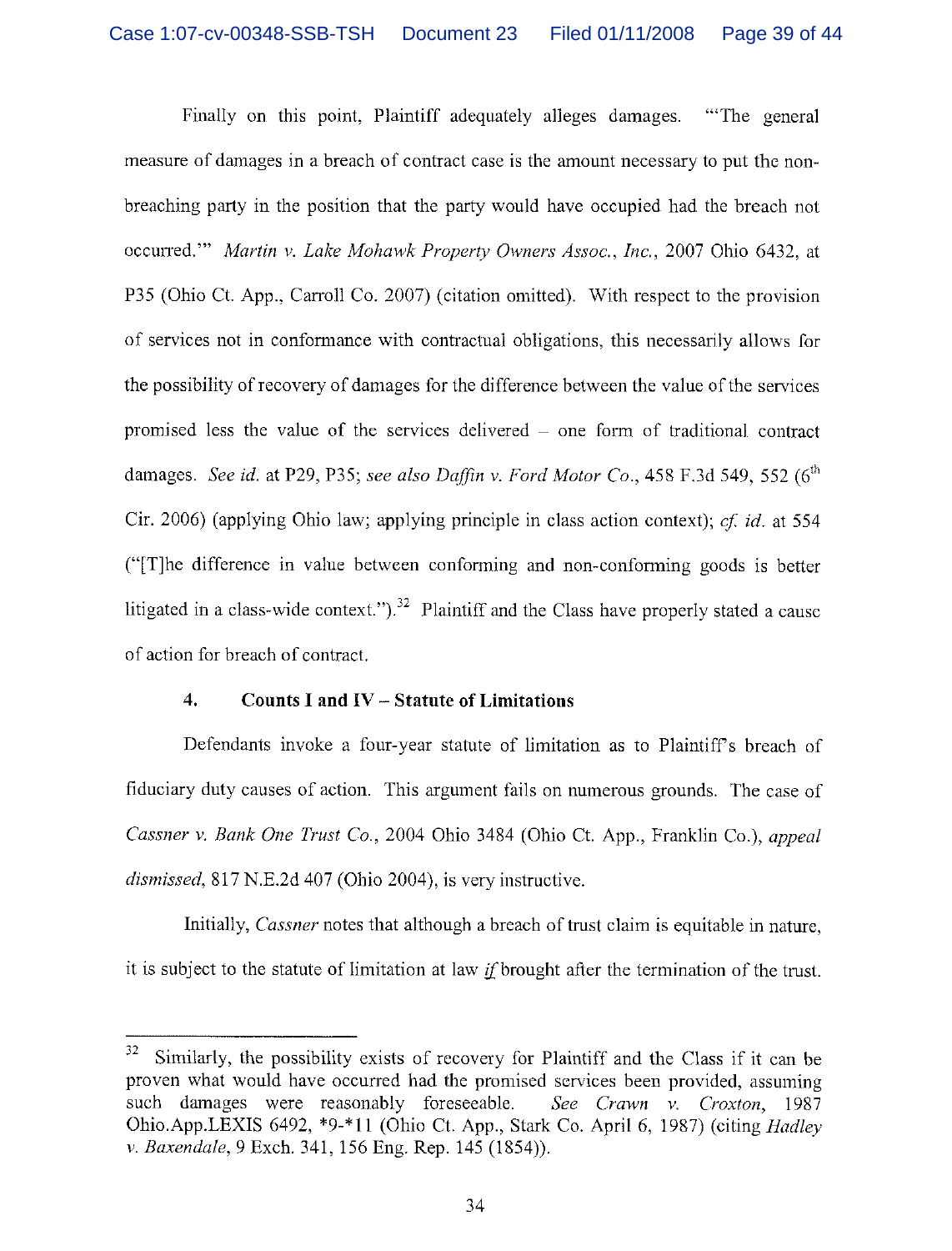Finally on this point, Plaintiff adequately alleges damages. "'The general measure of damages in a breach of contract case is the amount necessary to put the non-breaching party in the position that the party would have occupied had the breach not occurred.'" *Martin v. Lake Mohawk Property Owners Assoc., Inc.*, 2007 Ohio 6432, at P35 (Ohio Ct. App., Carroll Co. 2007) (citation omitted). With respect to the provision of services not in conformance with contractual obligations, this necessarily allows for the possibility of recovery of damages for the difference between the value of the services promised less the value of the services delivered – one form of traditional contract damages. *See id.* at P29, P35; *see also Daffin v. Ford Motor Co.*, 458 F.3d 549, 552 (6th Cir. 2006) (applying Ohio law; applying principle in class action context); *cf. id.* at 554 ("[T]he difference in value between conforming and non-conforming goods is better litigated in a class-wide context.").[32] Plaintiff and the Class have properly stated a cause of action for breach of contract.

#### 4. Counts I and IV – Statute of Limitations

Defendants invoke a four-year statute of limitation as to Plaintiff's breach of fiduciary duty causes of action. This argument fails on numerous grounds. The case of *Cassner v. Bank One Trust Co.*, 2004 Ohio 3484 (Ohio Ct. App., Franklin Co.), *appeal dismissed*, 817 N.E.2d 407 (Ohio 2004), is very instructive.

Initially, *Cassner* notes that although a breach of trust claim is equitable in nature, it is subject to the statute of limitation at law *if* brought after the termination of the trust.

---

[32] Similarly, the possibility exists of recovery for Plaintiff and the Class if it can be proven what would have occurred had the promised services been provided, assuming such damages were reasonably foreseeable. *See Crawn v. Croxton*, 1987 Ohio.App.LEXIS 6492, *9-*11 (Ohio Ct. App., Stark Co. April 6, 1987) (citing *Hadley v. Baxendale*, 9 Exch. 341, 156 Eng. Rep. 145 (1854)).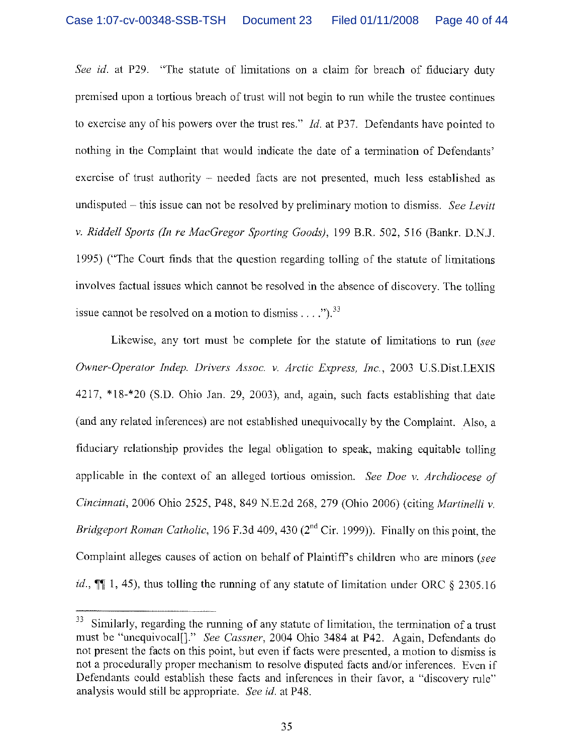*See id.* at P29. "The statute of limitations on a claim for breach of fiduciary duty premised upon a tortious breach of trust will not begin to run while the trustee continues to exercise any of his powers over the trust res." *Id.* at P37. Defendants have pointed to nothing in the Complaint that would indicate the date of a termination of Defendants' exercise of trust authority – needed facts are not presented, much less established as undisputed – this issue can not be resolved by preliminary motion to dismiss. *See Levitt v. Riddell Sports (In re MacGregor Sporting Goods)*, 199 B.R. 502, 516 (Bankr. D.N.J. 1995) ("The Court finds that the question regarding tolling of the statute of limitations involves factual issues which cannot be resolved in the absence of discovery. The tolling issue cannot be resolved on a motion to dismiss . . . .").[33]

Likewise, any tort must be complete for the statute of limitations to run (*see Owner-Operator Indep. Drivers Assoc. v. Arctic Express, Inc.*, 2003 U.S.Dist.LEXIS 4217, *18-*20 (S.D. Ohio Jan. 29, 2003), and, again, such facts establishing that date (and any related inferences) are not established unequivocally by the Complaint. Also, a fiduciary relationship provides the legal obligation to speak, making equitable tolling applicable in the context of an alleged tortious omission. *See Doe v. Archdiocese of Cincinnati*, 2006 Ohio 2525, P48, 849 N.E.2d 268, 279 (Ohio 2006) (citing *Martinelli v. Bridgeport Roman Catholic*, 196 F.3d 409, 430 (2nd Cir. 1999)). Finally on this point, the Complaint alleges causes of action on behalf of Plaintiff's children who are minors (*see id.*, ¶¶ 1, 45), thus tolling the running of any statute of limitation under ORC § 2305.16

---

[33] Similarly, regarding the running of any statute of limitation, the termination of a trust must be "unequivocal[]." *See Cassner*, 2004 Ohio 3484 at P42. Again, Defendants do not present the facts on this point, but even if facts were presented, a motion to dismiss is not a procedurally proper mechanism to resolve disputed facts and/or inferences. Even if Defendants could establish these facts and inferences in their favor, a "discovery rule" analysis would still be appropriate. *See id.* at P48.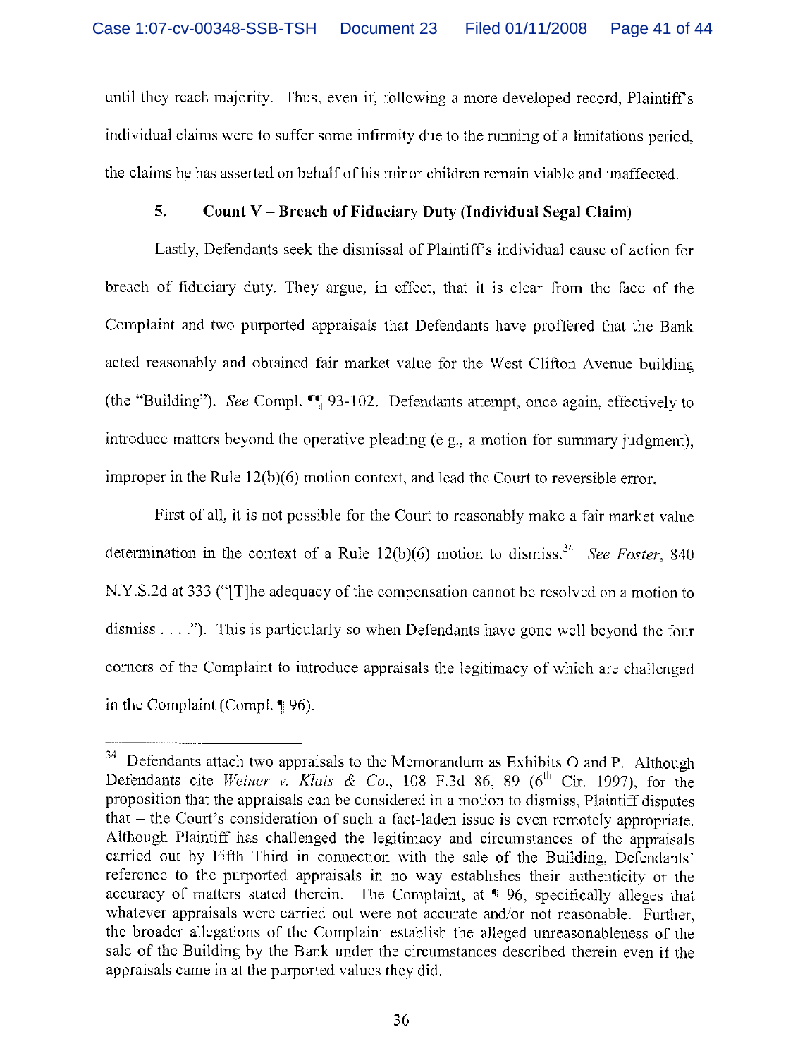until they reach majority. Thus, even if, following a more developed record, Plaintiff's individual claims were to suffer some infirmity due to the running of a limitations period, the claims he has asserted on behalf of his minor children remain viable and unaffected.

### 5. Count V – Breach of Fiduciary Duty (Individual Segal Claim)

Lastly, Defendants seek the dismissal of Plaintiff's individual cause of action for breach of fiduciary duty. They argue, in effect, that it is clear from the face of the Complaint and two purported appraisals that Defendants have proffered that the Bank acted reasonably and obtained fair market value for the West Clifton Avenue building (the "Building"). *See* Compl. ¶¶ 93-102. Defendants attempt, once again, effectively to introduce matters beyond the operative pleading (e.g., a motion for summary judgment), improper in the Rule 12(b)(6) motion context, and lead the Court to reversible error.

First of all, it is not possible for the Court to reasonably make a fair market value determination in the context of a Rule 12(b)(6) motion to dismiss.[34] *See Foster*, 840 N.Y.S.2d at 333 ("[T]he adequacy of the compensation cannot be resolved on a motion to dismiss . . . ."). This is particularly so when Defendants have gone well beyond the four corners of the Complaint to introduce appraisals the legitimacy of which are challenged in the Complaint (Compl. ¶ 96).

---

[34] Defendants attach two appraisals to the Memorandum as Exhibits O and P. Although Defendants cite *Weiner v. Klais & Co.*, 108 F.3d 86, 89 (6th Cir. 1997), for the proposition that the appraisals can be considered in a motion to dismiss, Plaintiff disputes that – the Court's consideration of such a fact-laden issue is even remotely appropriate. Although Plaintiff has challenged the legitimacy and circumstances of the appraisals carried out by Fifth Third in connection with the sale of the Building, Defendants' reference to the purported appraisals in no way establishes their authenticity or the accuracy of matters stated therein. The Complaint, at ¶ 96, specifically alleges that whatever appraisals were carried out were not accurate and/or not reasonable. Further, the broader allegations of the Complaint establish the alleged unreasonableness of the sale of the Building by the Bank under the circumstances described therein even if the appraisals came in at the purported values they did.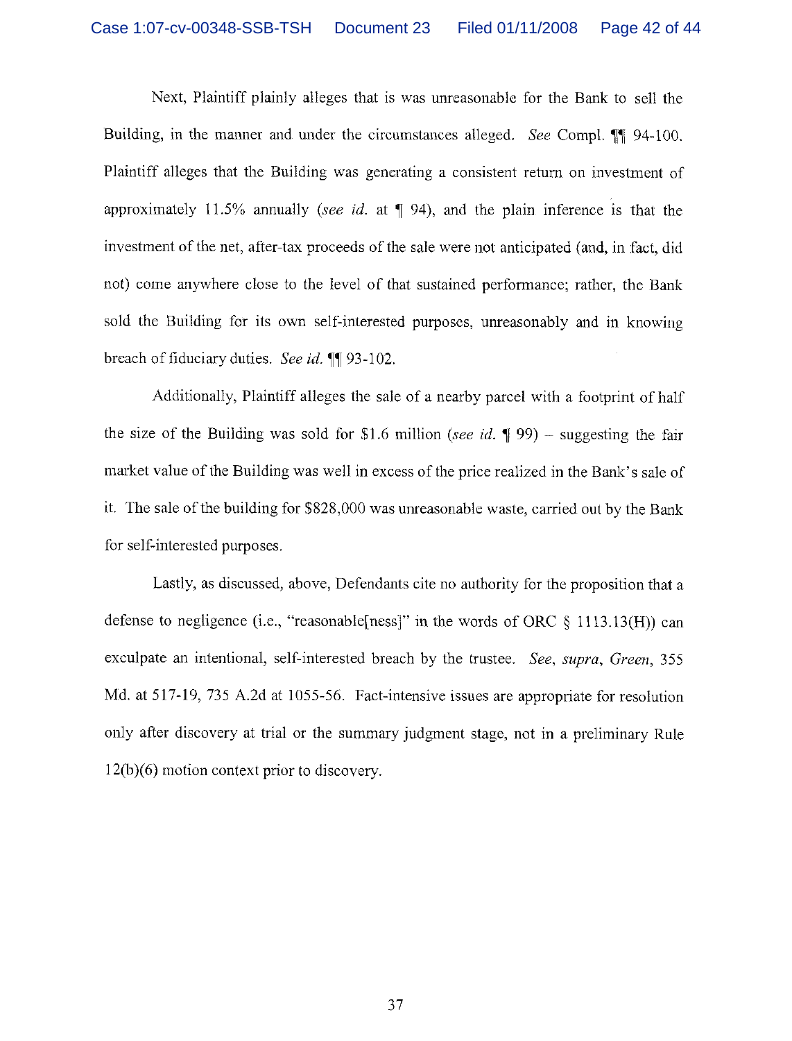Next, Plaintiff plainly alleges that is was unreasonable for the Bank to sell the Building, in the manner and under the circumstances alleged. *See* Compl. ¶¶ 94-100. Plaintiff alleges that the Building was generating a consistent return on investment of approximately 11.5% annually (*see id.* at ¶ 94), and the plain inference is that the investment of the net, after-tax proceeds of the sale were not anticipated (and, in fact, did not) come anywhere close to the level of that sustained performance; rather, the Bank sold the Building for its own self-interested purposes, unreasonably and in knowing breach of fiduciary duties. *See id.* ¶¶ 93-102.

Additionally, Plaintiff alleges the sale of a nearby parcel with a footprint of half the size of the Building was sold for $1.6 million (*see id.* ¶ 99) – suggesting the fair market value of the Building was well in excess of the price realized in the Bank's sale of it. The sale of the building for $828,000 was unreasonable waste, carried out by the Bank for self-interested purposes.

Lastly, as discussed, above, Defendants cite no authority for the proposition that a defense to negligence (i.e., "reasonable[ness]" in the words of ORC § 1113.13(H)) can exculpate an intentional, self-interested breach by the trustee. *See, supra*, *Green*, 355 Md. at 517-19, 735 A.2d at 1055-56. Fact-intensive issues are appropriate for resolution only after discovery at trial or the summary judgment stage, not in a preliminary Rule 12(b)(6) motion context prior to discovery.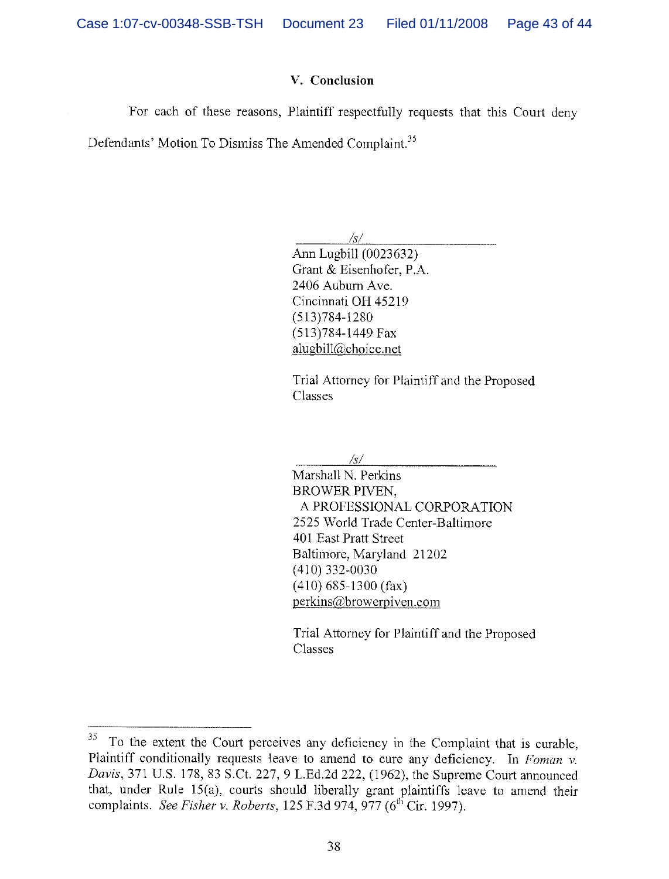### V. Conclusion

For each of these reasons, Plaintiff respectfully requests that this Court deny Defendants' Motion To Dismiss The Amended Complaint.[35]

/s/
Ann Lugbill (0023632)
Grant & Eisenhofer, P.A.
2406 Auburn Ave.
Cincinnati OH 45219
(513)784-1280
(513)784-1449 Fax
alugbill@choice.net

Trial Attorney for Plaintiff and the Proposed Classes

/s/
Marshall N. Perkins
BROWER PIVEN,
A PROFESSIONAL CORPORATION
2525 World Trade Center-Baltimore
401 East Pratt Street
Baltimore, Maryland 21202
(410) 332-0030
(410) 685-1300 (fax)
perkins@browerpiven.com

Trial Attorney for Plaintiff and the Proposed Classes

---

[35] To the extent the Court perceives any deficiency in the Complaint that is curable, Plaintiff conditionally requests leave to amend to cure any deficiency. In *Foman v. Davis*, 371 U.S. 178, 83 S.Ct. 227, 9 L.Ed.2d 222, (1962), the Supreme Court announced that, under Rule 15(a), courts should liberally grant plaintiffs leave to amend their complaints. *See Fisher v. Roberts*, 125 F.3d 974, 977 (6th Cir. 1997).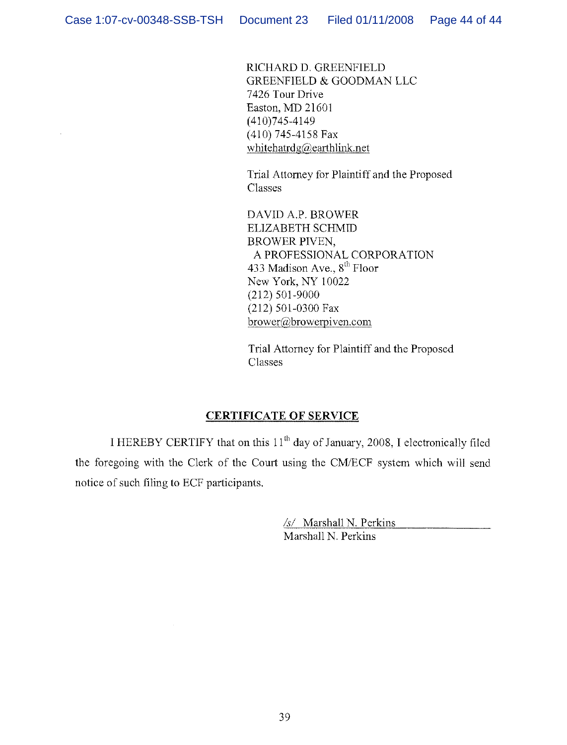RICHARD D. GREENFIELD
GREENFIELD & GOODMAN LLC
7426 Tour Drive
Easton, MD 21601
(410)745-4149
(410) 745-4158 Fax
whitehatrdg@earthlink.net

Trial Attorney for Plaintiff and the Proposed Classes

DAVID A.P. BROWER
ELIZABETH SCHMID
BROWER PIVEN,
A PROFESSIONAL CORPORATION
433 Madison Ave., 8th Floor
New York, NY 10022
(212) 501-9000
(212) 501-0300 Fax
brower@browerpiven.com

Trial Attorney for Plaintiff and the Proposed Classes

**CERTIFICATE OF SERVICE**

I HEREBY CERTIFY that on this 11th day of January, 2008, I electronically filed the foregoing with the Clerk of the Court using the CM/ECF system which will send notice of such filing to ECF participants.

/s/ Marshall N. Perkins
Marshall N. Perkins